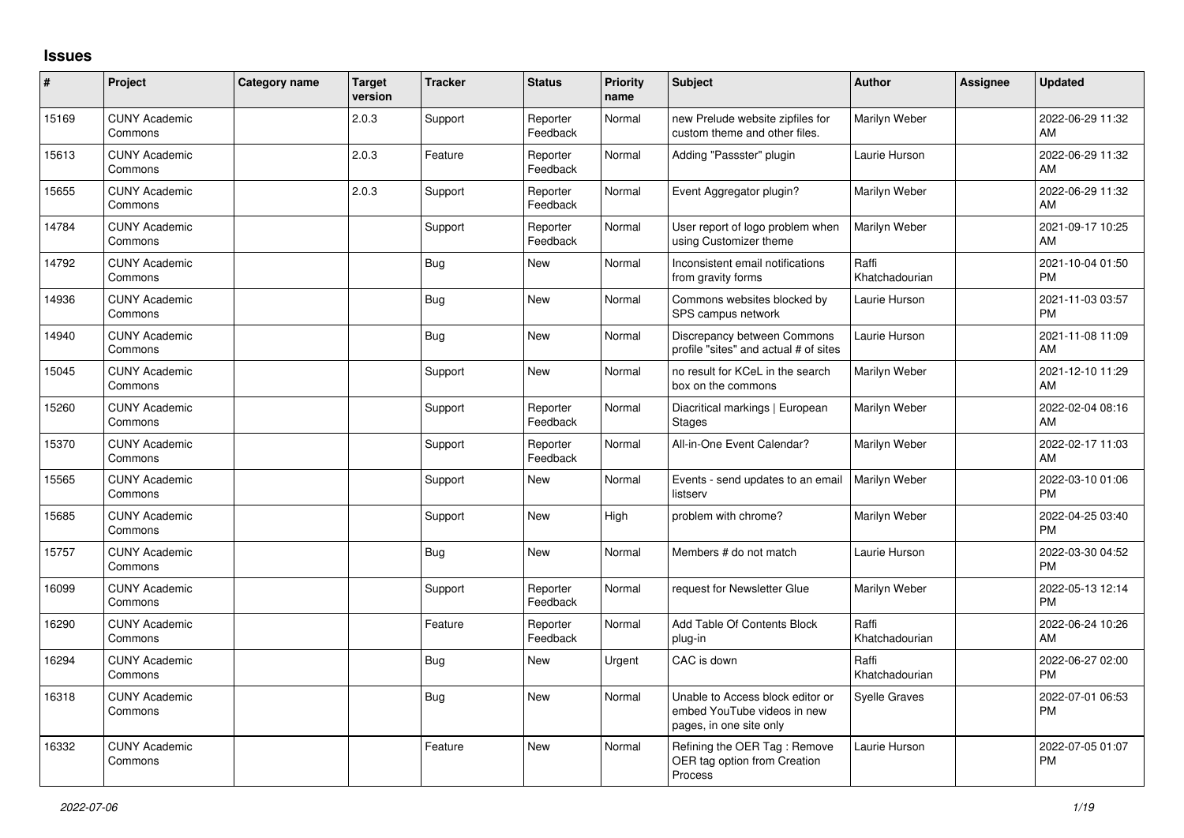# Issues

| # | Project | Category name | Target version | Tracker | Status | Priority name | Subject | Author | Assignee | Updated |
|---|---|---|---|---|---|---|---|---|---|---|
| 15169 | CUNY Academic Commons | | 2.0.3 | Support | Reporter Feedback | Normal | new Prelude website zipfiles for custom theme and other files. | Marilyn Weber | | 2022-06-29 11:32 AM |
| 15613 | CUNY Academic Commons | | 2.0.3 | Feature | Reporter Feedback | Normal | Adding "Passster" plugin | Laurie Hurson | | 2022-06-29 11:32 AM |
| 15655 | CUNY Academic Commons | | 2.0.3 | Support | Reporter Feedback | Normal | Event Aggregator plugin? | Marilyn Weber | | 2022-06-29 11:32 AM |
| 14784 | CUNY Academic Commons | | | Support | Reporter Feedback | Normal | User report of logo problem when using Customizer theme | Marilyn Weber | | 2021-09-17 10:25 AM |
| 14792 | CUNY Academic Commons | | | Bug | New | Normal | Inconsistent email notifications from gravity forms | Raffi Khatchadourian | | 2021-10-04 01:50 PM |
| 14936 | CUNY Academic Commons | | | Bug | New | Normal | Commons websites blocked by SPS campus network | Laurie Hurson | | 2021-11-03 03:57 PM |
| 14940 | CUNY Academic Commons | | | Bug | New | Normal | Discrepancy between Commons profile "sites" and actual # of sites | Laurie Hurson | | 2021-11-08 11:09 AM |
| 15045 | CUNY Academic Commons | | | Support | New | Normal | no result for KCeL in the search box on the commons | Marilyn Weber | | 2021-12-10 11:29 AM |
| 15260 | CUNY Academic Commons | | | Support | Reporter Feedback | Normal | Diacritical markings \| European Stages | Marilyn Weber | | 2022-02-04 08:16 AM |
| 15370 | CUNY Academic Commons | | | Support | Reporter Feedback | Normal | All-in-One Event Calendar? | Marilyn Weber | | 2022-02-17 11:03 AM |
| 15565 | CUNY Academic Commons | | | Support | New | Normal | Events - send updates to an email listserv | Marilyn Weber | | 2022-03-10 01:06 PM |
| 15685 | CUNY Academic Commons | | | Support | New | High | problem with chrome? | Marilyn Weber | | 2022-04-25 03:40 PM |
| 15757 | CUNY Academic Commons | | | Bug | New | Normal | Members # do not match | Laurie Hurson | | 2022-03-30 04:52 PM |
| 16099 | CUNY Academic Commons | | | Support | Reporter Feedback | Normal | request for Newsletter Glue | Marilyn Weber | | 2022-05-13 12:14 PM |
| 16290 | CUNY Academic Commons | | | Feature | Reporter Feedback | Normal | Add Table Of Contents Block plug-in | Raffi Khatchadourian | | 2022-06-24 10:26 AM |
| 16294 | CUNY Academic Commons | | | Bug | New | Urgent | CAC is down | Raffi Khatchadourian | | 2022-06-27 02:00 PM |
| 16318 | CUNY Academic Commons | | | Bug | New | Normal | Unable to Access block editor or embed YouTube videos in new pages, in one site only | Syelle Graves | | 2022-07-01 06:53 PM |
| 16332 | CUNY Academic Commons | | | Feature | New | Normal | Refining the OER Tag : Remove OER tag option from Creation Process | Laurie Hurson | | 2022-07-05 01:07 PM |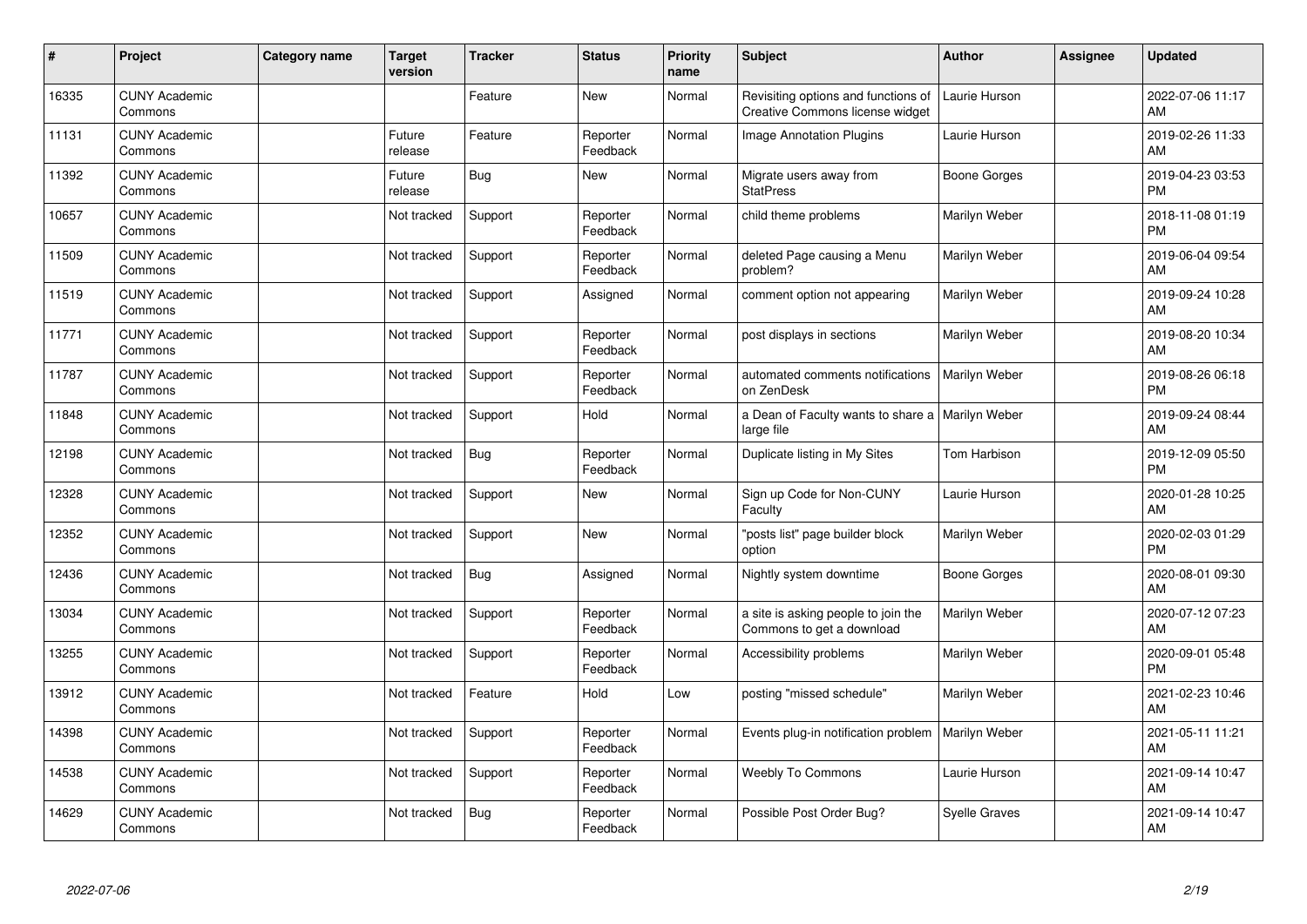| # | Project | Category name | Target version | Tracker | Status | Priority name | Subject | Author | Assignee | Updated |
|---|---|---|---|---|---|---|---|---|---|---|
| 16335 | CUNY Academic Commons | | | Feature | New | Normal | Revisiting options and functions of Creative Commons license widget | Laurie Hurson | | 2022-07-06 11:17 AM |
| 11131 | CUNY Academic Commons | | Future release | Feature | Reporter Feedback | Normal | Image Annotation Plugins | Laurie Hurson | | 2019-02-26 11:33 AM |
| 11392 | CUNY Academic Commons | | Future release | Bug | New | Normal | Migrate users away from StatPress | Boone Gorges | | 2019-04-23 03:53 PM |
| 10657 | CUNY Academic Commons | | Not tracked | Support | Reporter Feedback | Normal | child theme problems | Marilyn Weber | | 2018-11-08 01:19 PM |
| 11509 | CUNY Academic Commons | | Not tracked | Support | Reporter Feedback | Normal | deleted Page causing a Menu problem? | Marilyn Weber | | 2019-06-04 09:54 AM |
| 11519 | CUNY Academic Commons | | Not tracked | Support | Assigned | Normal | comment option not appearing | Marilyn Weber | | 2019-09-24 10:28 AM |
| 11771 | CUNY Academic Commons | | Not tracked | Support | Reporter Feedback | Normal | post displays in sections | Marilyn Weber | | 2019-08-20 10:34 AM |
| 11787 | CUNY Academic Commons | | Not tracked | Support | Reporter Feedback | Normal | automated comments notifications on ZenDesk | Marilyn Weber | | 2019-08-26 06:18 PM |
| 11848 | CUNY Academic Commons | | Not tracked | Support | Hold | Normal | a Dean of Faculty wants to share a large file | Marilyn Weber | | 2019-09-24 08:44 AM |
| 12198 | CUNY Academic Commons | | Not tracked | Bug | Reporter Feedback | Normal | Duplicate listing in My Sites | Tom Harbison | | 2019-12-09 05:50 PM |
| 12328 | CUNY Academic Commons | | Not tracked | Support | New | Normal | Sign up Code for Non-CUNY Faculty | Laurie Hurson | | 2020-01-28 10:25 AM |
| 12352 | CUNY Academic Commons | | Not tracked | Support | New | Normal | "posts list" page builder block option | Marilyn Weber | | 2020-02-03 01:29 PM |
| 12436 | CUNY Academic Commons | | Not tracked | Bug | Assigned | Normal | Nightly system downtime | Boone Gorges | | 2020-08-01 09:30 AM |
| 13034 | CUNY Academic Commons | | Not tracked | Support | Reporter Feedback | Normal | a site is asking people to join the Commons to get a download | Marilyn Weber | | 2020-07-12 07:23 AM |
| 13255 | CUNY Academic Commons | | Not tracked | Support | Reporter Feedback | Normal | Accessibility problems | Marilyn Weber | | 2020-09-01 05:48 PM |
| 13912 | CUNY Academic Commons | | Not tracked | Feature | Hold | Low | posting "missed schedule" | Marilyn Weber | | 2021-02-23 10:46 AM |
| 14398 | CUNY Academic Commons | | Not tracked | Support | Reporter Feedback | Normal | Events plug-in notification problem | Marilyn Weber | | 2021-05-11 11:21 AM |
| 14538 | CUNY Academic Commons | | Not tracked | Support | Reporter Feedback | Normal | Weebly To Commons | Laurie Hurson | | 2021-09-14 10:47 AM |
| 14629 | CUNY Academic Commons | | Not tracked | Bug | Reporter Feedback | Normal | Possible Post Order Bug? | Syelle Graves | | 2021-09-14 10:47 AM |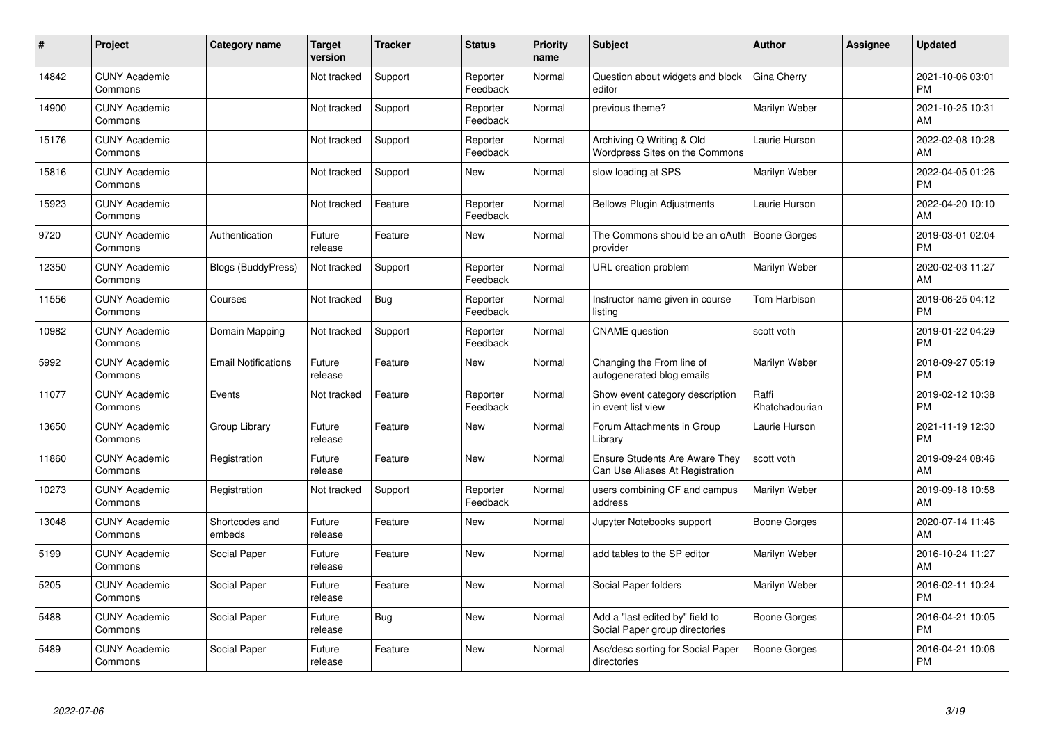| # | Project | Category name | Target version | Tracker | Status | Priority name | Subject | Author | Assignee | Updated |
|---|---|---|---|---|---|---|---|---|---|---|
| 14842 | CUNY Academic Commons | | Not tracked | Support | Reporter Feedback | Normal | Question about widgets and block editor | Gina Cherry | | 2021-10-06 03:01 PM |
| 14900 | CUNY Academic Commons | | Not tracked | Support | Reporter Feedback | Normal | previous theme? | Marilyn Weber | | 2021-10-25 10:31 AM |
| 15176 | CUNY Academic Commons | | Not tracked | Support | Reporter Feedback | Normal | Archiving Q Writing & Old Wordpress Sites on the Commons | Laurie Hurson | | 2022-02-08 10:28 AM |
| 15816 | CUNY Academic Commons | | Not tracked | Support | New | Normal | slow loading at SPS | Marilyn Weber | | 2022-04-05 01:26 PM |
| 15923 | CUNY Academic Commons | | Not tracked | Feature | Reporter Feedback | Normal | Bellows Plugin Adjustments | Laurie Hurson | | 2022-04-20 10:10 AM |
| 9720 | CUNY Academic Commons | Authentication | Future release | Feature | New | Normal | The Commons should be an oAuth provider | Boone Gorges | | 2019-03-01 02:04 PM |
| 12350 | CUNY Academic Commons | Blogs (BuddyPress) | Not tracked | Support | Reporter Feedback | Normal | URL creation problem | Marilyn Weber | | 2020-02-03 11:27 AM |
| 11556 | CUNY Academic Commons | Courses | Not tracked | Bug | Reporter Feedback | Normal | Instructor name given in course listing | Tom Harbison | | 2019-06-25 04:12 PM |
| 10982 | CUNY Academic Commons | Domain Mapping | Not tracked | Support | Reporter Feedback | Normal | CNAME question | scott voth | | 2019-01-22 04:29 PM |
| 5992 | CUNY Academic Commons | Email Notifications | Future release | Feature | New | Normal | Changing the From line of autogenerated blog emails | Marilyn Weber | | 2018-09-27 05:19 PM |
| 11077 | CUNY Academic Commons | Events | Not tracked | Feature | Reporter Feedback | Normal | Show event category description in event list view | Raffi Khatchadourian | | 2019-02-12 10:38 PM |
| 13650 | CUNY Academic Commons | Group Library | Future release | Feature | New | Normal | Forum Attachments in Group Library | Laurie Hurson | | 2021-11-19 12:30 PM |
| 11860 | CUNY Academic Commons | Registration | Future release | Feature | New | Normal | Ensure Students Are Aware They Can Use Aliases At Registration | scott voth | | 2019-09-24 08:46 AM |
| 10273 | CUNY Academic Commons | Registration | Not tracked | Support | Reporter Feedback | Normal | users combining CF and campus address | Marilyn Weber | | 2019-09-18 10:58 AM |
| 13048 | CUNY Academic Commons | Shortcodes and embeds | Future release | Feature | New | Normal | Jupyter Notebooks support | Boone Gorges | | 2020-07-14 11:46 AM |
| 5199 | CUNY Academic Commons | Social Paper | Future release | Feature | New | Normal | add tables to the SP editor | Marilyn Weber | | 2016-10-24 11:27 AM |
| 5205 | CUNY Academic Commons | Social Paper | Future release | Feature | New | Normal | Social Paper folders | Marilyn Weber | | 2016-02-11 10:24 PM |
| 5488 | CUNY Academic Commons | Social Paper | Future release | Bug | New | Normal | Add a "last edited by" field to Social Paper group directories | Boone Gorges | | 2016-04-21 10:05 PM |
| 5489 | CUNY Academic Commons | Social Paper | Future release | Feature | New | Normal | Asc/desc sorting for Social Paper directories | Boone Gorges | | 2016-04-21 10:06 PM |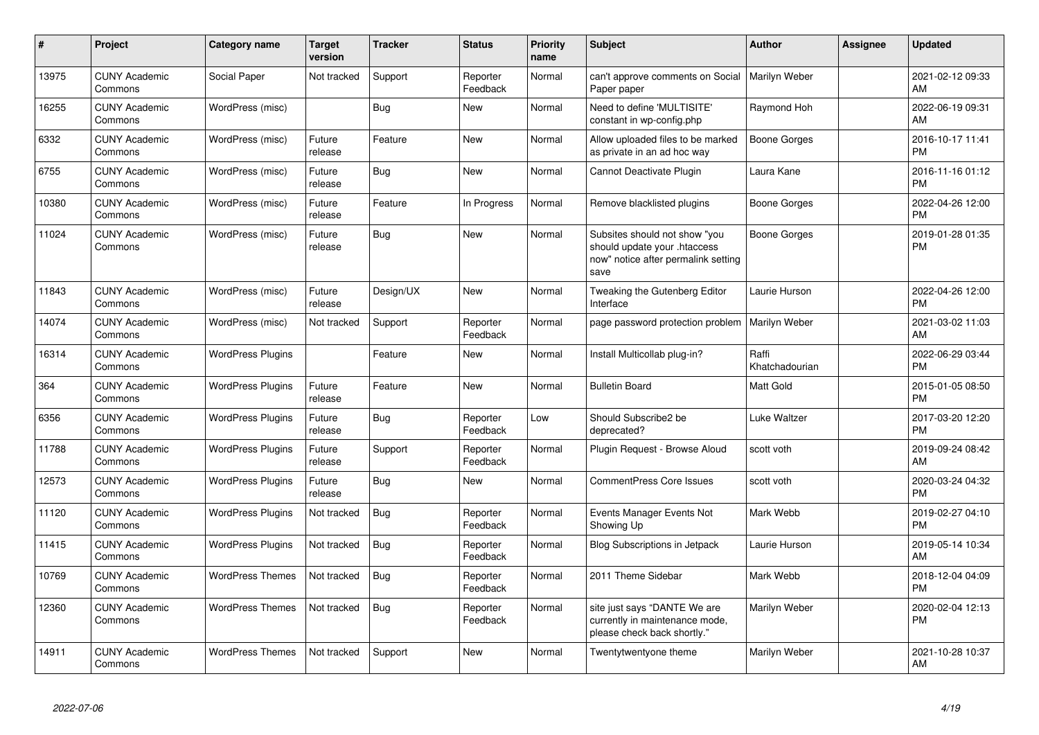| # | Project | Category name | Target version | Tracker | Status | Priority name | Subject | Author | Assignee | Updated |
|---|---|---|---|---|---|---|---|---|---|---|
| 13975 | CUNY Academic Commons | Social Paper | Not tracked | Support | Reporter Feedback | Normal | can't approve comments on Social Paper paper | Marilyn Weber | | 2021-02-12 09:33 AM |
| 16255 | CUNY Academic Commons | WordPress (misc) | | Bug | New | Normal | Need to define 'MULTISITE' constant in wp-config.php | Raymond Hoh | | 2022-06-19 09:31 AM |
| 6332 | CUNY Academic Commons | WordPress (misc) | Future release | Feature | New | Normal | Allow uploaded files to be marked as private in an ad hoc way | Boone Gorges | | 2016-10-17 11:41 PM |
| 6755 | CUNY Academic Commons | WordPress (misc) | Future release | Bug | New | Normal | Cannot Deactivate Plugin | Laura Kane | | 2016-11-16 01:12 PM |
| 10380 | CUNY Academic Commons | WordPress (misc) | Future release | Feature | In Progress | Normal | Remove blacklisted plugins | Boone Gorges | | 2022-04-26 12:00 PM |
| 11024 | CUNY Academic Commons | WordPress (misc) | Future release | Bug | New | Normal | Subsites should not show "you should update your .htaccess now" notice after permalink setting save | Boone Gorges | | 2019-01-28 01:35 PM |
| 11843 | CUNY Academic Commons | WordPress (misc) | Future release | Design/UX | New | Normal | Tweaking the Gutenberg Editor Interface | Laurie Hurson | | 2022-04-26 12:00 PM |
| 14074 | CUNY Academic Commons | WordPress (misc) | Not tracked | Support | Reporter Feedback | Normal | page password protection problem | Marilyn Weber | | 2021-03-02 11:03 AM |
| 16314 | CUNY Academic Commons | WordPress Plugins | | Feature | New | Normal | Install Multicollab plug-in? | Raffi Khatchadourian | | 2022-06-29 03:44 PM |
| 364 | CUNY Academic Commons | WordPress Plugins | Future release | Feature | New | Normal | Bulletin Board | Matt Gold | | 2015-01-05 08:50 PM |
| 6356 | CUNY Academic Commons | WordPress Plugins | Future release | Bug | Reporter Feedback | Low | Should Subscribe2 be deprecated? | Luke Waltzer | | 2017-03-20 12:20 PM |
| 11788 | CUNY Academic Commons | WordPress Plugins | Future release | Support | Reporter Feedback | Normal | Plugin Request - Browse Aloud | scott voth | | 2019-09-24 08:42 AM |
| 12573 | CUNY Academic Commons | WordPress Plugins | Future release | Bug | New | Normal | CommentPress Core Issues | scott voth | | 2020-03-24 04:32 PM |
| 11120 | CUNY Academic Commons | WordPress Plugins | Not tracked | Bug | Reporter Feedback | Normal | Events Manager Events Not Showing Up | Mark Webb | | 2019-02-27 04:10 PM |
| 11415 | CUNY Academic Commons | WordPress Plugins | Not tracked | Bug | Reporter Feedback | Normal | Blog Subscriptions in Jetpack | Laurie Hurson | | 2019-05-14 10:34 AM |
| 10769 | CUNY Academic Commons | WordPress Themes | Not tracked | Bug | Reporter Feedback | Normal | 2011 Theme Sidebar | Mark Webb | | 2018-12-04 04:09 PM |
| 12360 | CUNY Academic Commons | WordPress Themes | Not tracked | Bug | Reporter Feedback | Normal | site just says "DANTE We are currently in maintenance mode, please check back shortly." | Marilyn Weber | | 2020-02-04 12:13 PM |
| 14911 | CUNY Academic Commons | WordPress Themes | Not tracked | Support | New | Normal | Twentytwentyone theme | Marilyn Weber | | 2021-10-28 10:37 AM |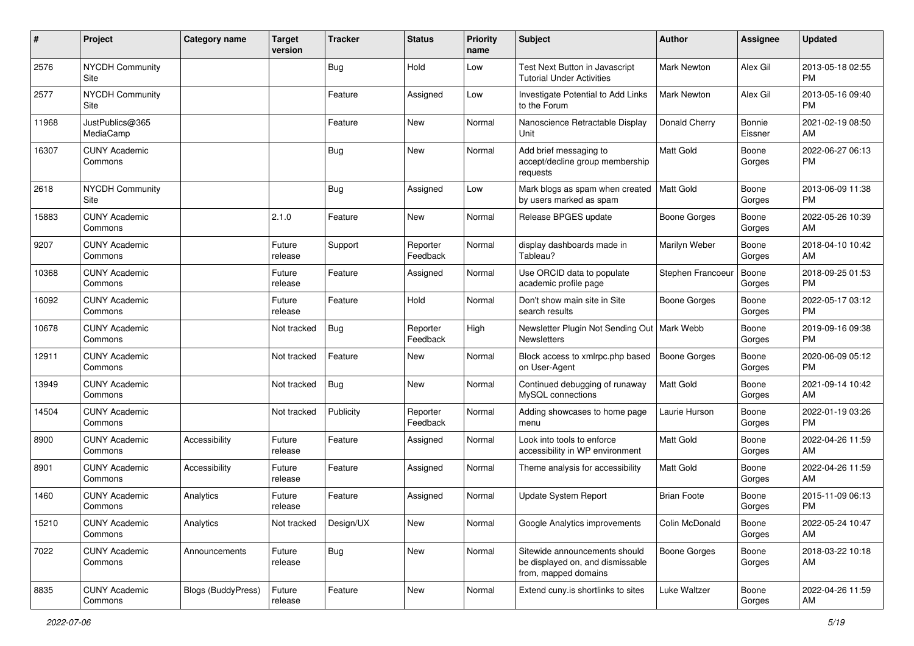| # | Project | Category name | Target version | Tracker | Status | Priority name | Subject | Author | Assignee | Updated |
|---|---|---|---|---|---|---|---|---|---|---|
| 2576 | NYCDH Community Site | | | Bug | Hold | Low | Test Next Button in Javascript Tutorial Under Activities | Mark Newton | Alex Gil | 2013-05-18 02:55 PM |
| 2577 | NYCDH Community Site | | | Feature | Assigned | Low | Investigate Potential to Add Links to the Forum | Mark Newton | Alex Gil | 2013-05-16 09:40 PM |
| 11968 | JustPublics@365 MediaCamp | | | Feature | New | Normal | Nanoscience Retractable Display Unit | Donald Cherry | Bonnie Eissner | 2021-02-19 08:50 AM |
| 16307 | CUNY Academic Commons | | | Bug | New | Normal | Add brief messaging to accept/decline group membership requests | Matt Gold | Boone Gorges | 2022-06-27 06:13 PM |
| 2618 | NYCDH Community Site | | | Bug | Assigned | Low | Mark blogs as spam when created by users marked as spam | Matt Gold | Boone Gorges | 2013-06-09 11:38 PM |
| 15883 | CUNY Academic Commons | | 2.1.0 | Feature | New | Normal | Release BPGES update | Boone Gorges | Boone Gorges | 2022-05-26 10:39 AM |
| 9207 | CUNY Academic Commons | | Future release | Support | Reporter Feedback | Normal | display dashboards made in Tableau? | Marilyn Weber | Boone Gorges | 2018-04-10 10:42 AM |
| 10368 | CUNY Academic Commons | | Future release | Feature | Assigned | Normal | Use ORCID data to populate academic profile page | Stephen Francoeur | Boone Gorges | 2018-09-25 01:53 PM |
| 16092 | CUNY Academic Commons | | Future release | Feature | Hold | Normal | Don't show main site in Site search results | Boone Gorges | Boone Gorges | 2022-05-17 03:12 PM |
| 10678 | CUNY Academic Commons | | Not tracked | Bug | Reporter Feedback | High | Newsletter Plugin Not Sending Out Newsletters | Mark Webb | Boone Gorges | 2019-09-16 09:38 PM |
| 12911 | CUNY Academic Commons | | Not tracked | Feature | New | Normal | Block access to xmlrpc.php based on User-Agent | Boone Gorges | Boone Gorges | 2020-06-09 05:12 PM |
| 13949 | CUNY Academic Commons | | Not tracked | Bug | New | Normal | Continued debugging of runaway MySQL connections | Matt Gold | Boone Gorges | 2021-09-14 10:42 AM |
| 14504 | CUNY Academic Commons | | Not tracked | Publicity | Reporter Feedback | Normal | Adding showcases to home page menu | Laurie Hurson | Boone Gorges | 2022-01-19 03:26 PM |
| 8900 | CUNY Academic Commons | Accessibility | Future release | Feature | Assigned | Normal | Look into tools to enforce accessibility in WP environment | Matt Gold | Boone Gorges | 2022-04-26 11:59 AM |
| 8901 | CUNY Academic Commons | Accessibility | Future release | Feature | Assigned | Normal | Theme analysis for accessibility | Matt Gold | Boone Gorges | 2022-04-26 11:59 AM |
| 1460 | CUNY Academic Commons | Analytics | Future release | Feature | Assigned | Normal | Update System Report | Brian Foote | Boone Gorges | 2015-11-09 06:13 PM |
| 15210 | CUNY Academic Commons | Analytics | Not tracked | Design/UX | New | Normal | Google Analytics improvements | Colin McDonald | Boone Gorges | 2022-05-24 10:47 AM |
| 7022 | CUNY Academic Commons | Announcements | Future release | Bug | New | Normal | Sitewide announcements should be displayed on, and dismissable from, mapped domains | Boone Gorges | Boone Gorges | 2018-03-22 10:18 AM |
| 8835 | CUNY Academic Commons | Blogs (BuddyPress) | Future release | Feature | New | Normal | Extend cuny.is shortlinks to sites | Luke Waltzer | Boone Gorges | 2022-04-26 11:59 AM |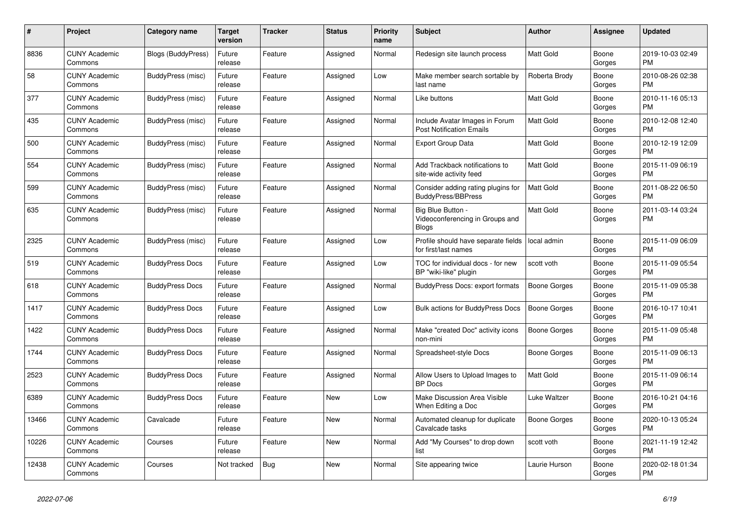| # | Project | Category name | Target version | Tracker | Status | Priority name | Subject | Author | Assignee | Updated |
|---|---|---|---|---|---|---|---|---|---|---|
| 8836 | CUNY Academic Commons | Blogs (BuddyPress) | Future release | Feature | Assigned | Normal | Redesign site launch process | Matt Gold | Boone Gorges | 2019-10-03 02:49 PM |
| 58 | CUNY Academic Commons | BuddyPress (misc) | Future release | Feature | Assigned | Low | Make member search sortable by last name | Roberta Brody | Boone Gorges | 2010-08-26 02:38 PM |
| 377 | CUNY Academic Commons | BuddyPress (misc) | Future release | Feature | Assigned | Normal | Like buttons | Matt Gold | Boone Gorges | 2010-11-16 05:13 PM |
| 435 | CUNY Academic Commons | BuddyPress (misc) | Future release | Feature | Assigned | Normal | Include Avatar Images in Forum Post Notification Emails | Matt Gold | Boone Gorges | 2010-12-08 12:40 PM |
| 500 | CUNY Academic Commons | BuddyPress (misc) | Future release | Feature | Assigned | Normal | Export Group Data | Matt Gold | Boone Gorges | 2010-12-19 12:09 PM |
| 554 | CUNY Academic Commons | BuddyPress (misc) | Future release | Feature | Assigned | Normal | Add Trackback notifications to site-wide activity feed | Matt Gold | Boone Gorges | 2015-11-09 06:19 PM |
| 599 | CUNY Academic Commons | BuddyPress (misc) | Future release | Feature | Assigned | Normal | Consider adding rating plugins for BuddyPress/BBPress | Matt Gold | Boone Gorges | 2011-08-22 06:50 PM |
| 635 | CUNY Academic Commons | BuddyPress (misc) | Future release | Feature | Assigned | Normal | Big Blue Button - Videoconferencing in Groups and Blogs | Matt Gold | Boone Gorges | 2011-03-14 03:24 PM |
| 2325 | CUNY Academic Commons | BuddyPress (misc) | Future release | Feature | Assigned | Low | Profile should have separate fields for first/last names | local admin | Boone Gorges | 2015-11-09 06:09 PM |
| 519 | CUNY Academic Commons | BuddyPress Docs | Future release | Feature | Assigned | Low | TOC for individual docs - for new BP "wiki-like" plugin | scott voth | Boone Gorges | 2015-11-09 05:54 PM |
| 618 | CUNY Academic Commons | BuddyPress Docs | Future release | Feature | Assigned | Normal | BuddyPress Docs: export formats | Boone Gorges | Boone Gorges | 2015-11-09 05:38 PM |
| 1417 | CUNY Academic Commons | BuddyPress Docs | Future release | Feature | Assigned | Low | Bulk actions for BuddyPress Docs | Boone Gorges | Boone Gorges | 2016-10-17 10:41 PM |
| 1422 | CUNY Academic Commons | BuddyPress Docs | Future release | Feature | Assigned | Normal | Make "created Doc" activity icons non-mini | Boone Gorges | Boone Gorges | 2015-11-09 05:48 PM |
| 1744 | CUNY Academic Commons | BuddyPress Docs | Future release | Feature | Assigned | Normal | Spreadsheet-style Docs | Boone Gorges | Boone Gorges | 2015-11-09 06:13 PM |
| 2523 | CUNY Academic Commons | BuddyPress Docs | Future release | Feature | Assigned | Normal | Allow Users to Upload Images to BP Docs | Matt Gold | Boone Gorges | 2015-11-09 06:14 PM |
| 6389 | CUNY Academic Commons | BuddyPress Docs | Future release | Feature | New | Low | Make Discussion Area Visible When Editing a Doc | Luke Waltzer | Boone Gorges | 2016-10-21 04:16 PM |
| 13466 | CUNY Academic Commons | Cavalcade | Future release | Feature | New | Normal | Automated cleanup for duplicate Cavalcade tasks | Boone Gorges | Boone Gorges | 2020-10-13 05:24 PM |
| 10226 | CUNY Academic Commons | Courses | Future release | Feature | New | Normal | Add "My Courses" to drop down list | scott voth | Boone Gorges | 2021-11-19 12:42 PM |
| 12438 | CUNY Academic Commons | Courses | Not tracked | Bug | New | Normal | Site appearing twice | Laurie Hurson | Boone Gorges | 2020-02-18 01:34 PM |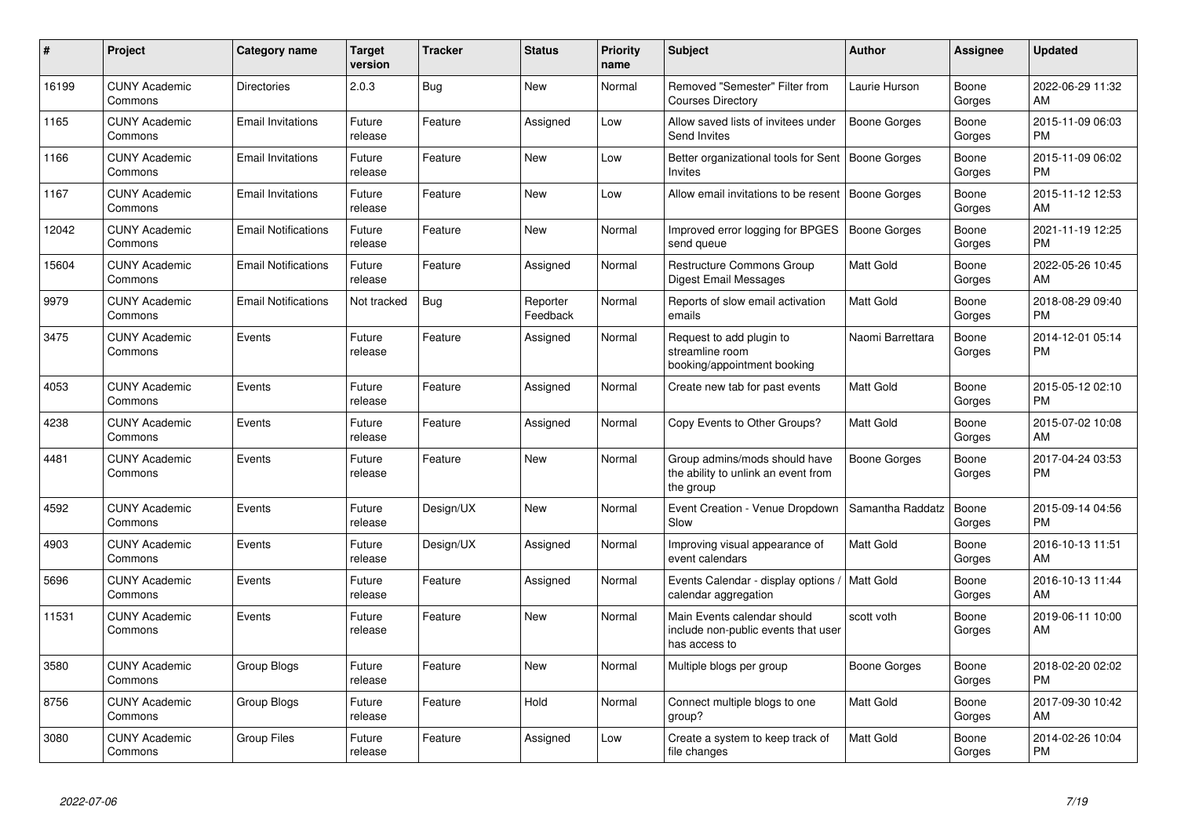| # | Project | Category name | Target version | Tracker | Status | Priority name | Subject | Author | Assignee | Updated |
|---|---|---|---|---|---|---|---|---|---|---|
| 16199 | CUNY Academic Commons | Directories | 2.0.3 | Bug | New | Normal | Removed "Semester" Filter from Courses Directory | Laurie Hurson | Boone Gorges | 2022-06-29 11:32 AM |
| 1165 | CUNY Academic Commons | Email Invitations | Future release | Feature | Assigned | Low | Allow saved lists of invitees under Send Invites | Boone Gorges | Boone Gorges | 2015-11-09 06:03 PM |
| 1166 | CUNY Academic Commons | Email Invitations | Future release | Feature | New | Low | Better organizational tools for Sent Invites | Boone Gorges | Boone Gorges | 2015-11-09 06:02 PM |
| 1167 | CUNY Academic Commons | Email Invitations | Future release | Feature | New | Low | Allow email invitations to be resent | Boone Gorges | Boone Gorges | 2015-11-12 12:53 AM |
| 12042 | CUNY Academic Commons | Email Notifications | Future release | Feature | New | Normal | Improved error logging for BPGES send queue | Boone Gorges | Boone Gorges | 2021-11-19 12:25 PM |
| 15604 | CUNY Academic Commons | Email Notifications | Future release | Feature | Assigned | Normal | Restructure Commons Group Digest Email Messages | Matt Gold | Boone Gorges | 2022-05-26 10:45 AM |
| 9979 | CUNY Academic Commons | Email Notifications | Not tracked | Bug | Reporter Feedback | Normal | Reports of slow email activation emails | Matt Gold | Boone Gorges | 2018-08-29 09:40 PM |
| 3475 | CUNY Academic Commons | Events | Future release | Feature | Assigned | Normal | Request to add plugin to streamline room booking/appointment booking | Naomi Barrettara | Boone Gorges | 2014-12-01 05:14 PM |
| 4053 | CUNY Academic Commons | Events | Future release | Feature | Assigned | Normal | Create new tab for past events | Matt Gold | Boone Gorges | 2015-05-12 02:10 PM |
| 4238 | CUNY Academic Commons | Events | Future release | Feature | Assigned | Normal | Copy Events to Other Groups? | Matt Gold | Boone Gorges | 2015-07-02 10:08 AM |
| 4481 | CUNY Academic Commons | Events | Future release | Feature | New | Normal | Group admins/mods should have the ability to unlink an event from the group | Boone Gorges | Boone Gorges | 2017-04-24 03:53 PM |
| 4592 | CUNY Academic Commons | Events | Future release | Design/UX | New | Normal | Event Creation - Venue Dropdown Slow | Samantha Raddatz | Boone Gorges | 2015-09-14 04:56 PM |
| 4903 | CUNY Academic Commons | Events | Future release | Design/UX | Assigned | Normal | Improving visual appearance of event calendars | Matt Gold | Boone Gorges | 2016-10-13 11:51 AM |
| 5696 | CUNY Academic Commons | Events | Future release | Feature | Assigned | Normal | Events Calendar - display options / calendar aggregation | Matt Gold | Boone Gorges | 2016-10-13 11:44 AM |
| 11531 | CUNY Academic Commons | Events | Future release | Feature | New | Normal | Main Events calendar should include non-public events that user has access to | scott voth | Boone Gorges | 2019-06-11 10:00 AM |
| 3580 | CUNY Academic Commons | Group Blogs | Future release | Feature | New | Normal | Multiple blogs per group | Boone Gorges | Boone Gorges | 2018-02-20 02:02 PM |
| 8756 | CUNY Academic Commons | Group Blogs | Future release | Feature | Hold | Normal | Connect multiple blogs to one group? | Matt Gold | Boone Gorges | 2017-09-30 10:42 AM |
| 3080 | CUNY Academic Commons | Group Files | Future release | Feature | Assigned | Low | Create a system to keep track of file changes | Matt Gold | Boone Gorges | 2014-02-26 10:04 PM |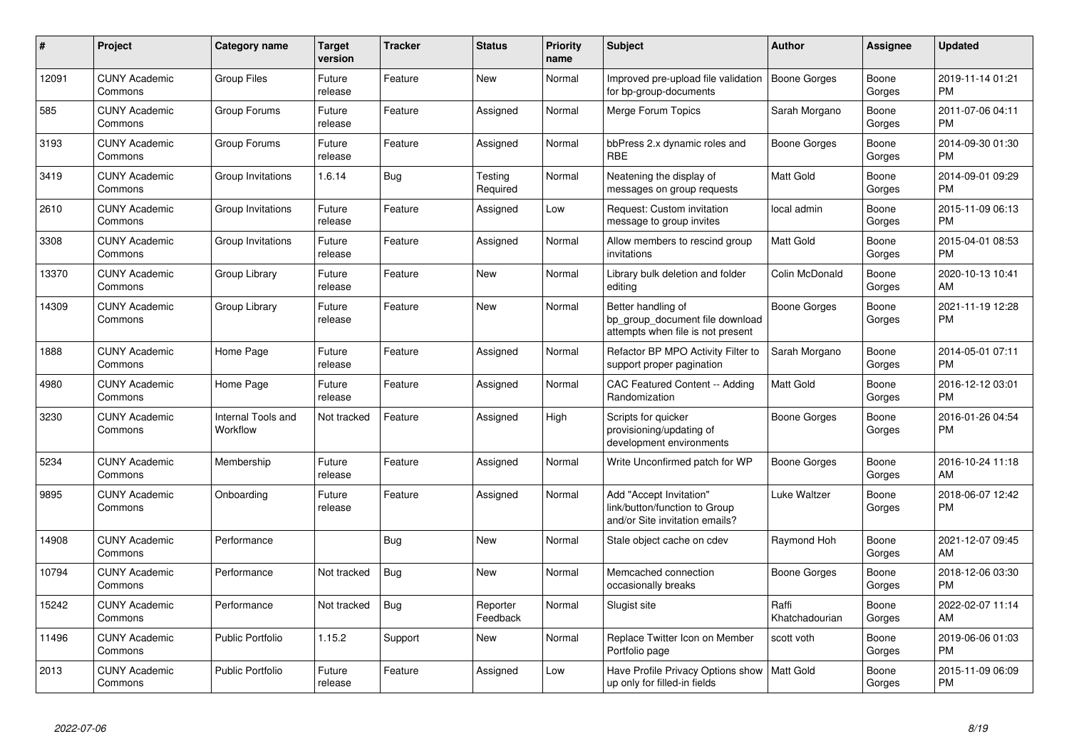| # | Project | Category name | Target version | Tracker | Status | Priority name | Subject | Author | Assignee | Updated |
|---|---|---|---|---|---|---|---|---|---|---|
| 12091 | CUNY Academic Commons | Group Files | Future release | Feature | New | Normal | Improved pre-upload file validation for bp-group-documents | Boone Gorges | Boone Gorges | 2019-11-14 01:21 PM |
| 585 | CUNY Academic Commons | Group Forums | Future release | Feature | Assigned | Normal | Merge Forum Topics | Sarah Morgano | Boone Gorges | 2011-07-06 04:11 PM |
| 3193 | CUNY Academic Commons | Group Forums | Future release | Feature | Assigned | Normal | bbPress 2.x dynamic roles and RBE | Boone Gorges | Boone Gorges | 2014-09-30 01:30 PM |
| 3419 | CUNY Academic Commons | Group Invitations | 1.6.14 | Bug | Testing Required | Normal | Neatening the display of messages on group requests | Matt Gold | Boone Gorges | 2014-09-01 09:29 PM |
| 2610 | CUNY Academic Commons | Group Invitations | Future release | Feature | Assigned | Low | Request: Custom invitation message to group invites | local admin | Boone Gorges | 2015-11-09 06:13 PM |
| 3308 | CUNY Academic Commons | Group Invitations | Future release | Feature | Assigned | Normal | Allow members to rescind group invitations | Matt Gold | Boone Gorges | 2015-04-01 08:53 PM |
| 13370 | CUNY Academic Commons | Group Library | Future release | Feature | New | Normal | Library bulk deletion and folder editing | Colin McDonald | Boone Gorges | 2020-10-13 10:41 AM |
| 14309 | CUNY Academic Commons | Group Library | Future release | Feature | New | Normal | Better handling of bp_group_document file download attempts when file is not present | Boone Gorges | Boone Gorges | 2021-11-19 12:28 PM |
| 1888 | CUNY Academic Commons | Home Page | Future release | Feature | Assigned | Normal | Refactor BP MPO Activity Filter to support proper pagination | Sarah Morgano | Boone Gorges | 2014-05-01 07:11 PM |
| 4980 | CUNY Academic Commons | Home Page | Future release | Feature | Assigned | Normal | CAC Featured Content -- Adding Randomization | Matt Gold | Boone Gorges | 2016-12-12 03:01 PM |
| 3230 | CUNY Academic Commons | Internal Tools and Workflow | Not tracked | Feature | Assigned | High | Scripts for quicker provisioning/updating of development environments | Boone Gorges | Boone Gorges | 2016-01-26 04:54 PM |
| 5234 | CUNY Academic Commons | Membership | Future release | Feature | Assigned | Normal | Write Unconfirmed patch for WP | Boone Gorges | Boone Gorges | 2016-10-24 11:18 AM |
| 9895 | CUNY Academic Commons | Onboarding | Future release | Feature | Assigned | Normal | Add "Accept Invitation" link/button/function to Group and/or Site invitation emails? | Luke Waltzer | Boone Gorges | 2018-06-07 12:42 PM |
| 14908 | CUNY Academic Commons | Performance | | Bug | New | Normal | Stale object cache on cdev | Raymond Hoh | Boone Gorges | 2021-12-07 09:45 AM |
| 10794 | CUNY Academic Commons | Performance | Not tracked | Bug | New | Normal | Memcached connection occasionally breaks | Boone Gorges | Boone Gorges | 2018-12-06 03:30 PM |
| 15242 | CUNY Academic Commons | Performance | Not tracked | Bug | Reporter Feedback | Normal | Slugist site | Raffi Khatchadourian | Boone Gorges | 2022-02-07 11:14 AM |
| 11496 | CUNY Academic Commons | Public Portfolio | 1.15.2 | Support | New | Normal | Replace Twitter Icon on Member Portfolio page | scott voth | Boone Gorges | 2019-06-06 01:03 PM |
| 2013 | CUNY Academic Commons | Public Portfolio | Future release | Feature | Assigned | Low | Have Profile Privacy Options show up only for filled-in fields | Matt Gold | Boone Gorges | 2015-11-09 06:09 PM |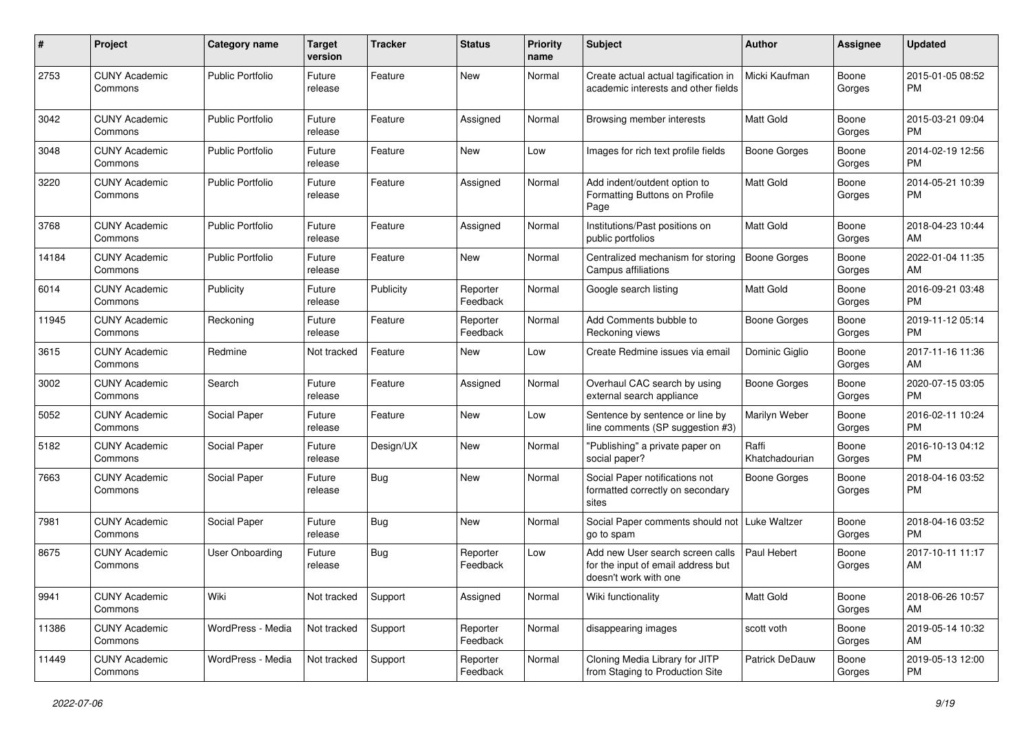| # | Project | Category name | Target version | Tracker | Status | Priority name | Subject | Author | Assignee | Updated |
|---|---|---|---|---|---|---|---|---|---|---|
| 2753 | CUNY Academic Commons | Public Portfolio | Future release | Feature | New | Normal | Create actual actual tagification in academic interests and other fields | Micki Kaufman | Boone Gorges | 2015-01-05 08:52 PM |
| 3042 | CUNY Academic Commons | Public Portfolio | Future release | Feature | Assigned | Normal | Browsing member interests | Matt Gold | Boone Gorges | 2015-03-21 09:04 PM |
| 3048 | CUNY Academic Commons | Public Portfolio | Future release | Feature | New | Low | Images for rich text profile fields | Boone Gorges | Boone Gorges | 2014-02-19 12:56 PM |
| 3220 | CUNY Academic Commons | Public Portfolio | Future release | Feature | Assigned | Normal | Add indent/outdent option to Formatting Buttons on Profile Page | Matt Gold | Boone Gorges | 2014-05-21 10:39 PM |
| 3768 | CUNY Academic Commons | Public Portfolio | Future release | Feature | Assigned | Normal | Institutions/Past positions on public portfolios | Matt Gold | Boone Gorges | 2018-04-23 10:44 AM |
| 14184 | CUNY Academic Commons | Public Portfolio | Future release | Feature | New | Normal | Centralized mechanism for storing Campus affiliations | Boone Gorges | Boone Gorges | 2022-01-04 11:35 AM |
| 6014 | CUNY Academic Commons | Publicity | Future release | Publicity | Reporter Feedback | Normal | Google search listing | Matt Gold | Boone Gorges | 2016-09-21 03:48 PM |
| 11945 | CUNY Academic Commons | Reckoning | Future release | Feature | Reporter Feedback | Normal | Add Comments bubble to Reckoning views | Boone Gorges | Boone Gorges | 2019-11-12 05:14 PM |
| 3615 | CUNY Academic Commons | Redmine | Not tracked | Feature | New | Low | Create Redmine issues via email | Dominic Giglio | Boone Gorges | 2017-11-16 11:36 AM |
| 3002 | CUNY Academic Commons | Search | Future release | Feature | Assigned | Normal | Overhaul CAC search by using external search appliance | Boone Gorges | Boone Gorges | 2020-07-15 03:05 PM |
| 5052 | CUNY Academic Commons | Social Paper | Future release | Feature | New | Low | Sentence by sentence or line by line comments (SP suggestion #3) | Marilyn Weber | Boone Gorges | 2016-02-11 10:24 PM |
| 5182 | CUNY Academic Commons | Social Paper | Future release | Design/UX | New | Normal | "Publishing" a private paper on social paper? | Raffi Khatchadourian | Boone Gorges | 2016-10-13 04:12 PM |
| 7663 | CUNY Academic Commons | Social Paper | Future release | Bug | New | Normal | Social Paper notifications not formatted correctly on secondary sites | Boone Gorges | Boone Gorges | 2018-04-16 03:52 PM |
| 7981 | CUNY Academic Commons | Social Paper | Future release | Bug | New | Normal | Social Paper comments should not go to spam | Luke Waltzer | Boone Gorges | 2018-04-16 03:52 PM |
| 8675 | CUNY Academic Commons | User Onboarding | Future release | Bug | Reporter Feedback | Low | Add new User search screen calls for the input of email address but doesn't work with one | Paul Hebert | Boone Gorges | 2017-10-11 11:17 AM |
| 9941 | CUNY Academic Commons | Wiki | Not tracked | Support | Assigned | Normal | Wiki functionality | Matt Gold | Boone Gorges | 2018-06-26 10:57 AM |
| 11386 | CUNY Academic Commons | WordPress - Media | Not tracked | Support | Reporter Feedback | Normal | disappearing images | scott voth | Boone Gorges | 2019-05-14 10:32 AM |
| 11449 | CUNY Academic Commons | WordPress - Media | Not tracked | Support | Reporter Feedback | Normal | Cloning Media Library for JITP from Staging to Production Site | Patrick DeDauw | Boone Gorges | 2019-05-13 12:00 PM |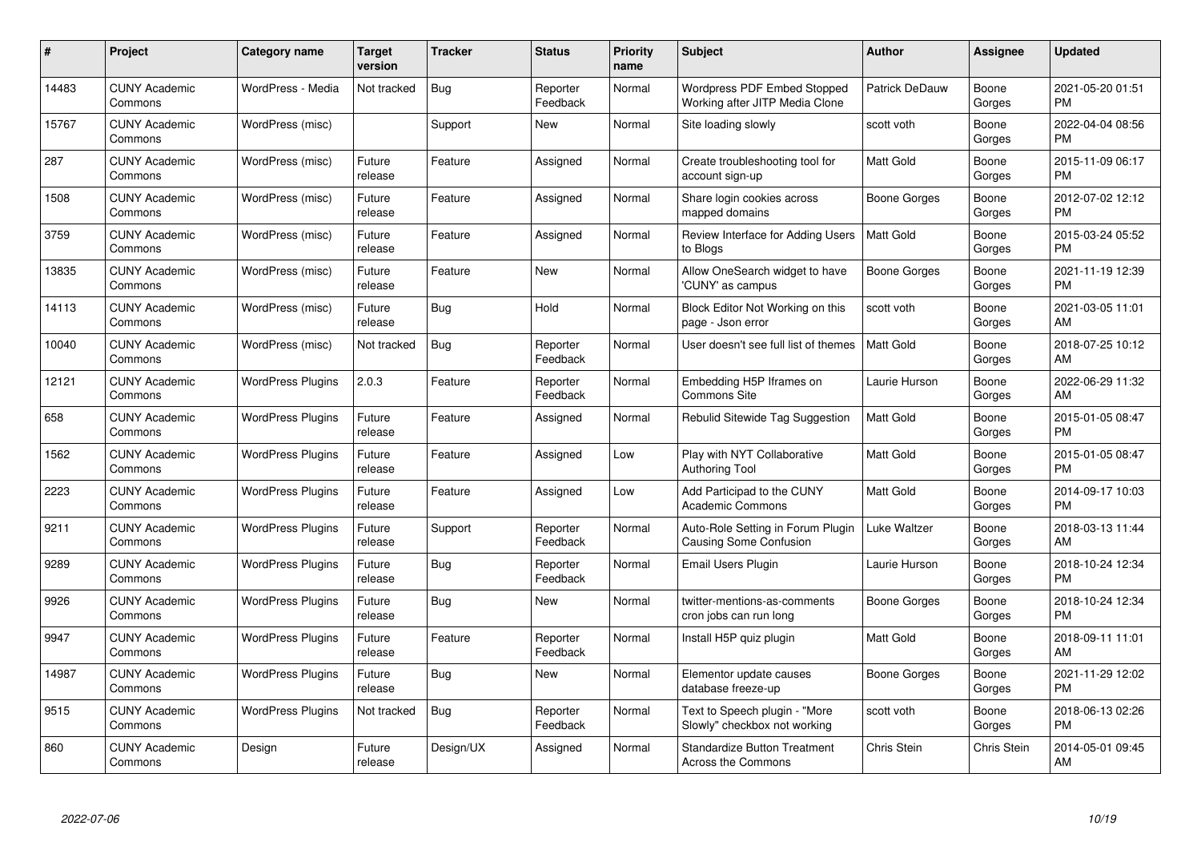| # | Project | Category name | Target version | Tracker | Status | Priority name | Subject | Author | Assignee | Updated |
|---|---|---|---|---|---|---|---|---|---|---|
| 14483 | CUNY Academic Commons | WordPress - Media | Not tracked | Bug | Reporter Feedback | Normal | Wordpress PDF Embed Stopped Working after JITP Media Clone | Patrick DeDauw | Boone Gorges | 2021-05-20 01:51 PM |
| 15767 | CUNY Academic Commons | WordPress (misc) | | Support | New | Normal | Site loading slowly | scott voth | Boone Gorges | 2022-04-04 08:56 PM |
| 287 | CUNY Academic Commons | WordPress (misc) | Future release | Feature | Assigned | Normal | Create troubleshooting tool for account sign-up | Matt Gold | Boone Gorges | 2015-11-09 06:17 PM |
| 1508 | CUNY Academic Commons | WordPress (misc) | Future release | Feature | Assigned | Normal | Share login cookies across mapped domains | Boone Gorges | Boone Gorges | 2012-07-02 12:12 PM |
| 3759 | CUNY Academic Commons | WordPress (misc) | Future release | Feature | Assigned | Normal | Review Interface for Adding Users to Blogs | Matt Gold | Boone Gorges | 2015-03-24 05:52 PM |
| 13835 | CUNY Academic Commons | WordPress (misc) | Future release | Feature | New | Normal | Allow OneSearch widget to have 'CUNY' as campus | Boone Gorges | Boone Gorges | 2021-11-19 12:39 PM |
| 14113 | CUNY Academic Commons | WordPress (misc) | Future release | Bug | Hold | Normal | Block Editor Not Working on this page - Json error | scott voth | Boone Gorges | 2021-03-05 11:01 AM |
| 10040 | CUNY Academic Commons | WordPress (misc) | Not tracked | Bug | Reporter Feedback | Normal | User doesn't see full list of themes | Matt Gold | Boone Gorges | 2018-07-25 10:12 AM |
| 12121 | CUNY Academic Commons | WordPress Plugins | 2.0.3 | Feature | Reporter Feedback | Normal | Embedding H5P Iframes on Commons Site | Laurie Hurson | Boone Gorges | 2022-06-29 11:32 AM |
| 658 | CUNY Academic Commons | WordPress Plugins | Future release | Feature | Assigned | Normal | Rebulid Sitewide Tag Suggestion | Matt Gold | Boone Gorges | 2015-01-05 08:47 PM |
| 1562 | CUNY Academic Commons | WordPress Plugins | Future release | Feature | Assigned | Low | Play with NYT Collaborative Authoring Tool | Matt Gold | Boone Gorges | 2015-01-05 08:47 PM |
| 2223 | CUNY Academic Commons | WordPress Plugins | Future release | Feature | Assigned | Low | Add Participad to the CUNY Academic Commons | Matt Gold | Boone Gorges | 2014-09-17 10:03 PM |
| 9211 | CUNY Academic Commons | WordPress Plugins | Future release | Support | Reporter Feedback | Normal | Auto-Role Setting in Forum Plugin Causing Some Confusion | Luke Waltzer | Boone Gorges | 2018-03-13 11:44 AM |
| 9289 | CUNY Academic Commons | WordPress Plugins | Future release | Bug | Reporter Feedback | Normal | Email Users Plugin | Laurie Hurson | Boone Gorges | 2018-10-24 12:34 PM |
| 9926 | CUNY Academic Commons | WordPress Plugins | Future release | Bug | New | Normal | twitter-mentions-as-comments cron jobs can run long | Boone Gorges | Boone Gorges | 2018-10-24 12:34 PM |
| 9947 | CUNY Academic Commons | WordPress Plugins | Future release | Feature | Reporter Feedback | Normal | Install H5P quiz plugin | Matt Gold | Boone Gorges | 2018-09-11 11:01 AM |
| 14987 | CUNY Academic Commons | WordPress Plugins | Future release | Bug | New | Normal | Elementor update causes database freeze-up | Boone Gorges | Boone Gorges | 2021-11-29 12:02 PM |
| 9515 | CUNY Academic Commons | WordPress Plugins | Not tracked | Bug | Reporter Feedback | Normal | Text to Speech plugin - "More Slowly" checkbox not working | scott voth | Boone Gorges | 2018-06-13 02:26 PM |
| 860 | CUNY Academic Commons | Design | Future release | Design/UX | Assigned | Normal | Standardize Button Treatment Across the Commons | Chris Stein | Chris Stein | 2014-05-01 09:45 AM |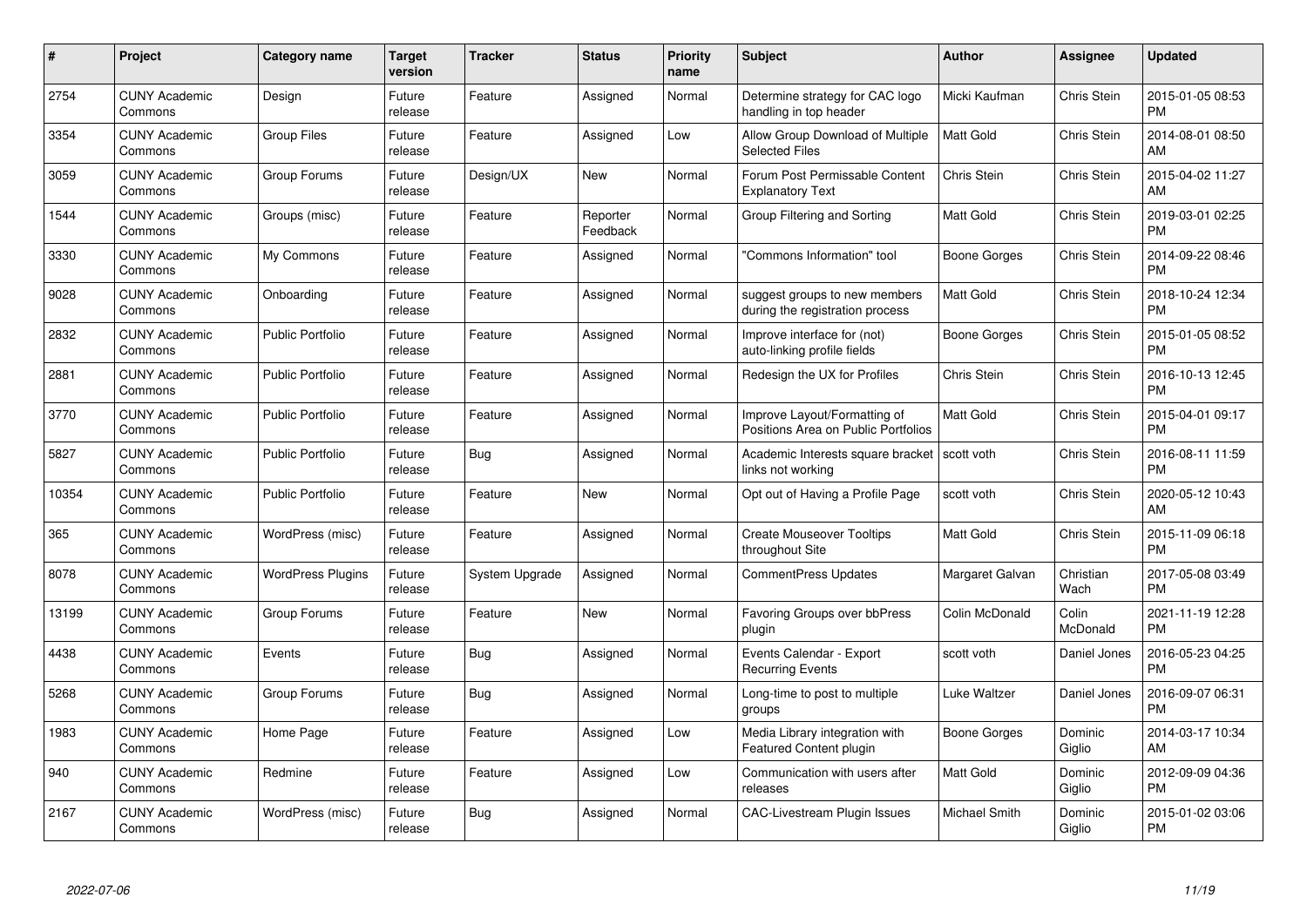| # | Project | Category name | Target version | Tracker | Status | Priority name | Subject | Author | Assignee | Updated |
|---|---|---|---|---|---|---|---|---|---|---|
| 2754 | CUNY Academic Commons | Design | Future release | Feature | Assigned | Normal | Determine strategy for CAC logo handling in top header | Micki Kaufman | Chris Stein | 2015-01-05 08:53 PM |
| 3354 | CUNY Academic Commons | Group Files | Future release | Feature | Assigned | Low | Allow Group Download of Multiple Selected Files | Matt Gold | Chris Stein | 2014-08-01 08:50 AM |
| 3059 | CUNY Academic Commons | Group Forums | Future release | Design/UX | New | Normal | Forum Post Permissable Content Explanatory Text | Chris Stein | Chris Stein | 2015-04-02 11:27 AM |
| 1544 | CUNY Academic Commons | Groups (misc) | Future release | Feature | Reporter Feedback | Normal | Group Filtering and Sorting | Matt Gold | Chris Stein | 2019-03-01 02:25 PM |
| 3330 | CUNY Academic Commons | My Commons | Future release | Feature | Assigned | Normal | "Commons Information" tool | Boone Gorges | Chris Stein | 2014-09-22 08:46 PM |
| 9028 | CUNY Academic Commons | Onboarding | Future release | Feature | Assigned | Normal | suggest groups to new members during the registration process | Matt Gold | Chris Stein | 2018-10-24 12:34 PM |
| 2832 | CUNY Academic Commons | Public Portfolio | Future release | Feature | Assigned | Normal | Improve interface for (not) auto-linking profile fields | Boone Gorges | Chris Stein | 2015-01-05 08:52 PM |
| 2881 | CUNY Academic Commons | Public Portfolio | Future release | Feature | Assigned | Normal | Redesign the UX for Profiles | Chris Stein | Chris Stein | 2016-10-13 12:45 PM |
| 3770 | CUNY Academic Commons | Public Portfolio | Future release | Feature | Assigned | Normal | Improve Layout/Formatting of Positions Area on Public Portfolios | Matt Gold | Chris Stein | 2015-04-01 09:17 PM |
| 5827 | CUNY Academic Commons | Public Portfolio | Future release | Bug | Assigned | Normal | Academic Interests square bracket links not working | scott voth | Chris Stein | 2016-08-11 11:59 PM |
| 10354 | CUNY Academic Commons | Public Portfolio | Future release | Feature | New | Normal | Opt out of Having a Profile Page | scott voth | Chris Stein | 2020-05-12 10:43 AM |
| 365 | CUNY Academic Commons | WordPress (misc) | Future release | Feature | Assigned | Normal | Create Mouseover Tooltips throughout Site | Matt Gold | Chris Stein | 2015-11-09 06:18 PM |
| 8078 | CUNY Academic Commons | WordPress Plugins | Future release | System Upgrade | Assigned | Normal | CommentPress Updates | Margaret Galvan | Christian Wach | 2017-05-08 03:49 PM |
| 13199 | CUNY Academic Commons | Group Forums | Future release | Feature | New | Normal | Favoring Groups over bbPress plugin | Colin McDonald | Colin McDonald | 2021-11-19 12:28 PM |
| 4438 | CUNY Academic Commons | Events | Future release | Bug | Assigned | Normal | Events Calendar - Export Recurring Events | scott voth | Daniel Jones | 2016-05-23 04:25 PM |
| 5268 | CUNY Academic Commons | Group Forums | Future release | Bug | Assigned | Normal | Long-time to post to multiple groups | Luke Waltzer | Daniel Jones | 2016-09-07 06:31 PM |
| 1983 | CUNY Academic Commons | Home Page | Future release | Feature | Assigned | Low | Media Library integration with Featured Content plugin | Boone Gorges | Dominic Giglio | 2014-03-17 10:34 AM |
| 940 | CUNY Academic Commons | Redmine | Future release | Feature | Assigned | Low | Communication with users after releases | Matt Gold | Dominic Giglio | 2012-09-09 04:36 PM |
| 2167 | CUNY Academic Commons | WordPress (misc) | Future release | Bug | Assigned | Normal | CAC-Livestream Plugin Issues | Michael Smith | Dominic Giglio | 2015-01-02 03:06 PM |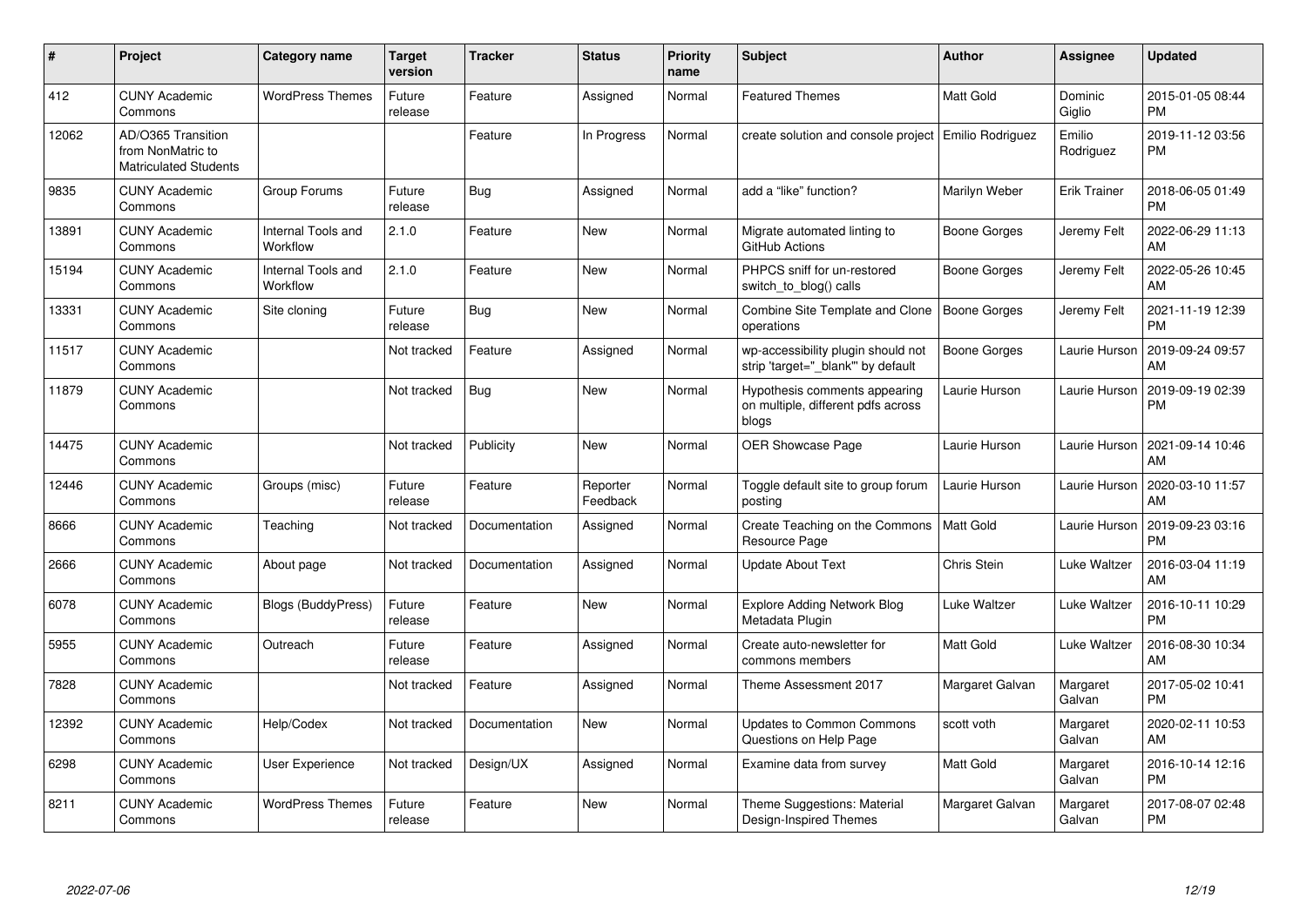| # | Project | Category name | Target version | Tracker | Status | Priority name | Subject | Author | Assignee | Updated |
|---|---|---|---|---|---|---|---|---|---|---|
| 412 | CUNY Academic Commons | WordPress Themes | Future release | Feature | Assigned | Normal | Featured Themes | Matt Gold | Dominic Giglio | 2015-01-05 08:44 PM |
| 12062 | AD/O365 Transition from NonMatric to Matriculated Students | | | Feature | In Progress | Normal | create solution and console project | Emilio Rodriguez | Emilio Rodriguez | 2019-11-12 03:56 PM |
| 9835 | CUNY Academic Commons | Group Forums | Future release | Bug | Assigned | Normal | add a "like" function? | Marilyn Weber | Erik Trainer | 2018-06-05 01:49 PM |
| 13891 | CUNY Academic Commons | Internal Tools and Workflow | 2.1.0 | Feature | New | Normal | Migrate automated linting to GitHub Actions | Boone Gorges | Jeremy Felt | 2022-06-29 11:13 AM |
| 15194 | CUNY Academic Commons | Internal Tools and Workflow | 2.1.0 | Feature | New | Normal | PHPCS sniff for un-restored switch_to_blog() calls | Boone Gorges | Jeremy Felt | 2022-05-26 10:45 AM |
| 13331 | CUNY Academic Commons | Site cloning | Future release | Bug | New | Normal | Combine Site Template and Clone operations | Boone Gorges | Jeremy Felt | 2021-11-19 12:39 PM |
| 11517 | CUNY Academic Commons | | Not tracked | Feature | Assigned | Normal | wp-accessibility plugin should not strip 'target="_blank"' by default | Boone Gorges | Laurie Hurson | 2019-09-24 09:57 AM |
| 11879 | CUNY Academic Commons | | Not tracked | Bug | New | Normal | Hypothesis comments appearing on multiple, different pdfs across blogs | Laurie Hurson | Laurie Hurson | 2019-09-19 02:39 PM |
| 14475 | CUNY Academic Commons | | Not tracked | Publicity | New | Normal | OER Showcase Page | Laurie Hurson | Laurie Hurson | 2021-09-14 10:46 AM |
| 12446 | CUNY Academic Commons | Groups (misc) | Future release | Feature | Reporter Feedback | Normal | Toggle default site to group forum posting | Laurie Hurson | Laurie Hurson | 2020-03-10 11:57 AM |
| 8666 | CUNY Academic Commons | Teaching | Not tracked | Documentation | Assigned | Normal | Create Teaching on the Commons Resource Page | Matt Gold | Laurie Hurson | 2019-09-23 03:16 PM |
| 2666 | CUNY Academic Commons | About page | Not tracked | Documentation | Assigned | Normal | Update About Text | Chris Stein | Luke Waltzer | 2016-03-04 11:19 AM |
| 6078 | CUNY Academic Commons | Blogs (BuddyPress) | Future release | Feature | New | Normal | Explore Adding Network Blog Metadata Plugin | Luke Waltzer | Luke Waltzer | 2016-10-11 10:29 PM |
| 5955 | CUNY Academic Commons | Outreach | Future release | Feature | Assigned | Normal | Create auto-newsletter for commons members | Matt Gold | Luke Waltzer | 2016-08-30 10:34 AM |
| 7828 | CUNY Academic Commons | | Not tracked | Feature | Assigned | Normal | Theme Assessment 2017 | Margaret Galvan | Margaret Galvan | 2017-05-02 10:41 PM |
| 12392 | CUNY Academic Commons | Help/Codex | Not tracked | Documentation | New | Normal | Updates to Common Commons Questions on Help Page | scott voth | Margaret Galvan | 2020-02-11 10:53 AM |
| 6298 | CUNY Academic Commons | User Experience | Not tracked | Design/UX | Assigned | Normal | Examine data from survey | Matt Gold | Margaret Galvan | 2016-10-14 12:16 PM |
| 8211 | CUNY Academic Commons | WordPress Themes | Future release | Feature | New | Normal | Theme Suggestions: Material Design-Inspired Themes | Margaret Galvan | Margaret Galvan | 2017-08-07 02:48 PM |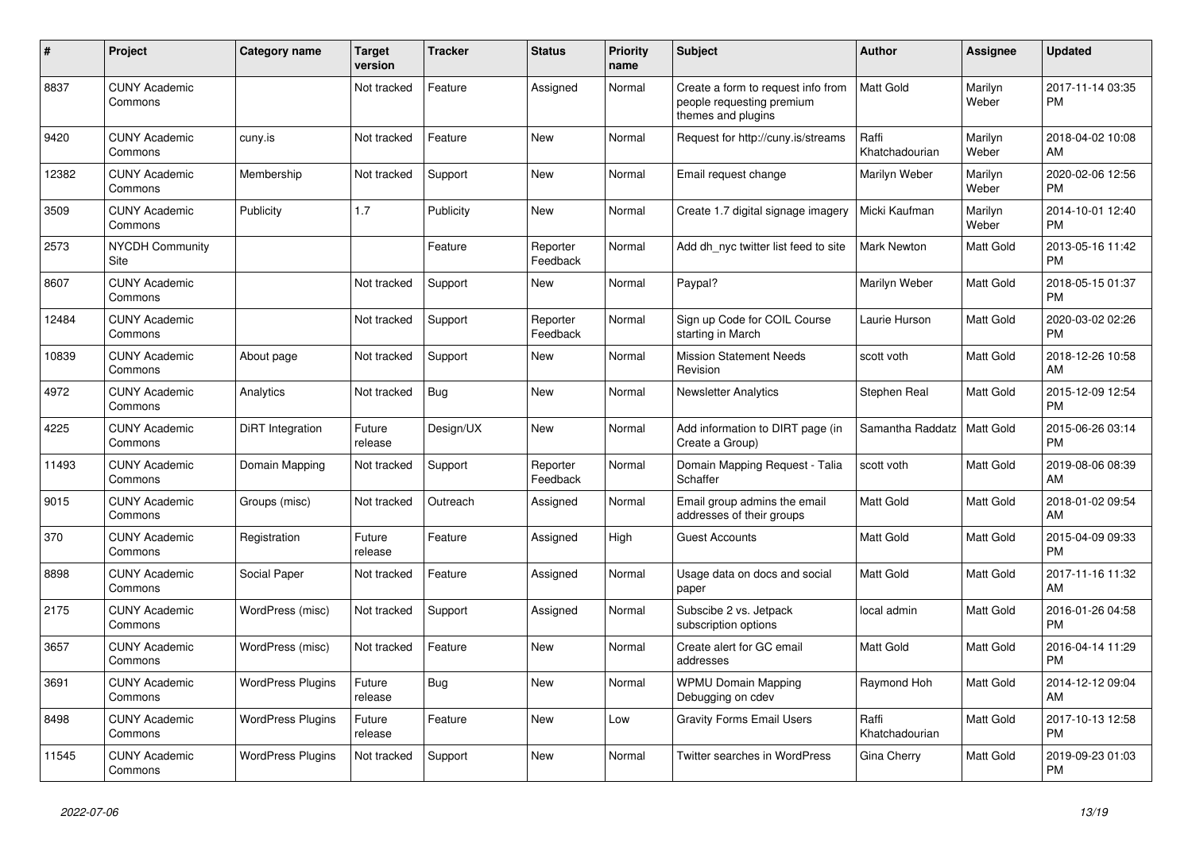| # | Project | Category name | Target version | Tracker | Status | Priority name | Subject | Author | Assignee | Updated |
|---|---|---|---|---|---|---|---|---|---|---|
| 8837 | CUNY Academic Commons | | Not tracked | Feature | Assigned | Normal | Create a form to request info from people requesting premium themes and plugins | Matt Gold | Marilyn Weber | 2017-11-14 03:35 PM |
| 9420 | CUNY Academic Commons | cuny.is | Not tracked | Feature | New | Normal | Request for http://cuny.is/streams | Raffi Khatchadourian | Marilyn Weber | 2018-04-02 10:08 AM |
| 12382 | CUNY Academic Commons | Membership | Not tracked | Support | New | Normal | Email request change | Marilyn Weber | Marilyn Weber | 2020-02-06 12:56 PM |
| 3509 | CUNY Academic Commons | Publicity | 1.7 | Publicity | New | Normal | Create 1.7 digital signage imagery | Micki Kaufman | Marilyn Weber | 2014-10-01 12:40 PM |
| 2573 | NYCDH Community Site | | | Feature | Reporter Feedback | Normal | Add dh_nyc twitter list feed to site | Mark Newton | Matt Gold | 2013-05-16 11:42 PM |
| 8607 | CUNY Academic Commons | | Not tracked | Support | New | Normal | Paypal? | Marilyn Weber | Matt Gold | 2018-05-15 01:37 PM |
| 12484 | CUNY Academic Commons | | Not tracked | Support | Reporter Feedback | Normal | Sign up Code for COIL Course starting in March | Laurie Hurson | Matt Gold | 2020-03-02 02:26 PM |
| 10839 | CUNY Academic Commons | About page | Not tracked | Support | New | Normal | Mission Statement Needs Revision | scott voth | Matt Gold | 2018-12-26 10:58 AM |
| 4972 | CUNY Academic Commons | Analytics | Not tracked | Bug | New | Normal | Newsletter Analytics | Stephen Real | Matt Gold | 2015-12-09 12:54 PM |
| 4225 | CUNY Academic Commons | DiRT Integration | Future release | Design/UX | New | Normal | Add information to DIRT page (in Create a Group) | Samantha Raddatz | Matt Gold | 2015-06-26 03:14 PM |
| 11493 | CUNY Academic Commons | Domain Mapping | Not tracked | Support | Reporter Feedback | Normal | Domain Mapping Request - Talia Schaffer | scott voth | Matt Gold | 2019-08-06 08:39 AM |
| 9015 | CUNY Academic Commons | Groups (misc) | Not tracked | Outreach | Assigned | Normal | Email group admins the email addresses of their groups | Matt Gold | Matt Gold | 2018-01-02 09:54 AM |
| 370 | CUNY Academic Commons | Registration | Future release | Feature | Assigned | High | Guest Accounts | Matt Gold | Matt Gold | 2015-04-09 09:33 PM |
| 8898 | CUNY Academic Commons | Social Paper | Not tracked | Feature | Assigned | Normal | Usage data on docs and social paper | Matt Gold | Matt Gold | 2017-11-16 11:32 AM |
| 2175 | CUNY Academic Commons | WordPress (misc) | Not tracked | Support | Assigned | Normal | Subscibe 2 vs. Jetpack subscription options | local admin | Matt Gold | 2016-01-26 04:58 PM |
| 3657 | CUNY Academic Commons | WordPress (misc) | Not tracked | Feature | New | Normal | Create alert for GC email addresses | Matt Gold | Matt Gold | 2016-04-14 11:29 PM |
| 3691 | CUNY Academic Commons | WordPress Plugins | Future release | Bug | New | Normal | WPMU Domain Mapping Debugging on cdev | Raymond Hoh | Matt Gold | 2014-12-12 09:04 AM |
| 8498 | CUNY Academic Commons | WordPress Plugins | Future release | Feature | New | Low | Gravity Forms Email Users | Raffi Khatchadourian | Matt Gold | 2017-10-13 12:58 PM |
| 11545 | CUNY Academic Commons | WordPress Plugins | Not tracked | Support | New | Normal | Twitter searches in WordPress | Gina Cherry | Matt Gold | 2019-09-23 01:03 PM |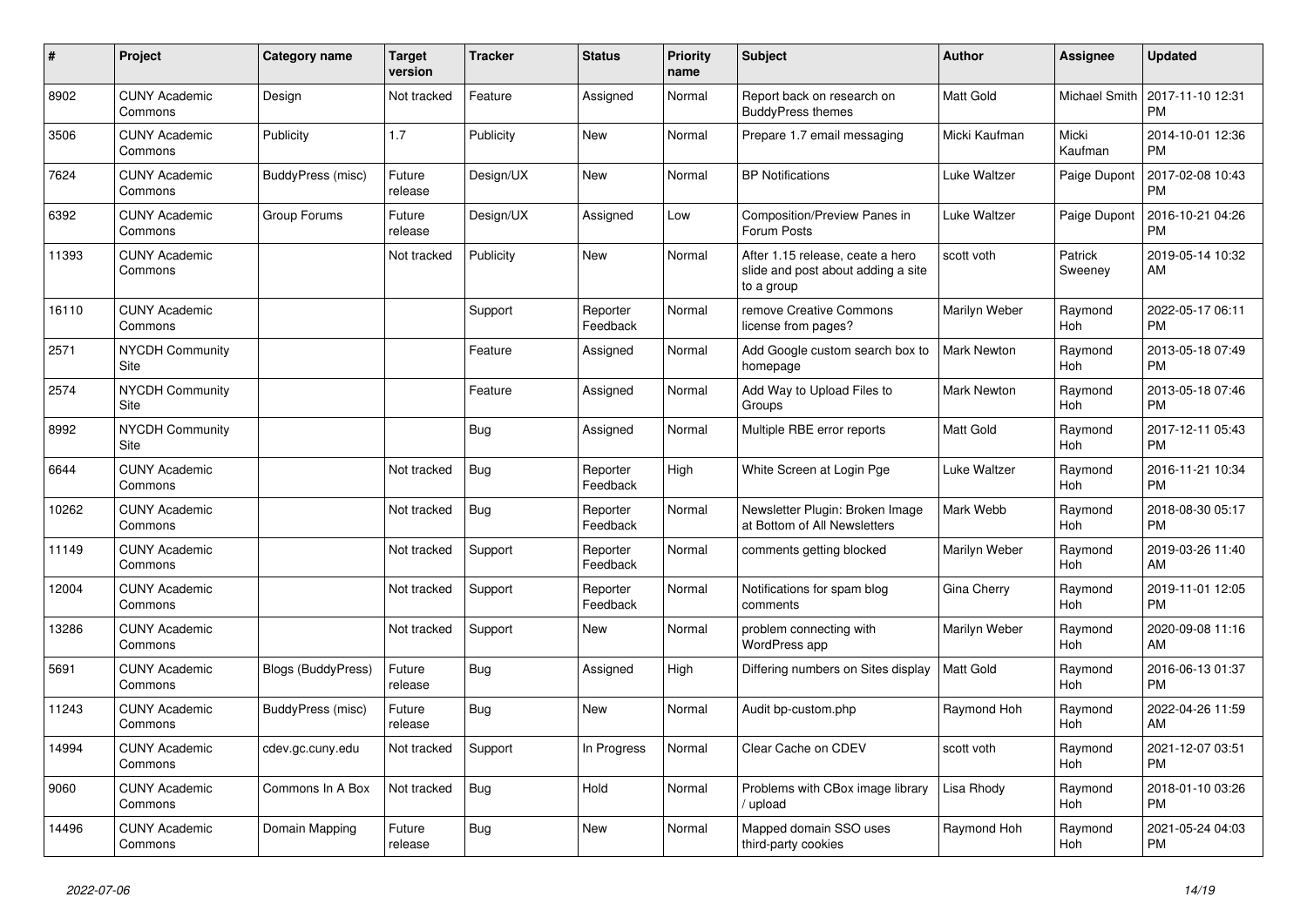| # | Project | Category name | Target version | Tracker | Status | Priority name | Subject | Author | Assignee | Updated |
|---|---|---|---|---|---|---|---|---|---|---|
| 8902 | CUNY Academic Commons | Design | Not tracked | Feature | Assigned | Normal | Report back on research on BuddyPress themes | Matt Gold | Michael Smith | 2017-11-10 12:31 PM |
| 3506 | CUNY Academic Commons | Publicity | 1.7 | Publicity | New | Normal | Prepare 1.7 email messaging | Micki Kaufman | Micki Kaufman | 2014-10-01 12:36 PM |
| 7624 | CUNY Academic Commons | BuddyPress (misc) | Future release | Design/UX | New | Normal | BP Notifications | Luke Waltzer | Paige Dupont | 2017-02-08 10:43 PM |
| 6392 | CUNY Academic Commons | Group Forums | Future release | Design/UX | Assigned | Low | Composition/Preview Panes in Forum Posts | Luke Waltzer | Paige Dupont | 2016-10-21 04:26 PM |
| 11393 | CUNY Academic Commons | | Not tracked | Publicity | New | Normal | After 1.15 release, ceate a hero slide and post about adding a site to a group | scott voth | Patrick Sweeney | 2019-05-14 10:32 AM |
| 16110 | CUNY Academic Commons | | | Support | Reporter Feedback | Normal | remove Creative Commons license from pages? | Marilyn Weber | Raymond Hoh | 2022-05-17 06:11 PM |
| 2571 | NYCDH Community Site | | | Feature | Assigned | Normal | Add Google custom search box to homepage | Mark Newton | Raymond Hoh | 2013-05-18 07:49 PM |
| 2574 | NYCDH Community Site | | | Feature | Assigned | Normal | Add Way to Upload Files to Groups | Mark Newton | Raymond Hoh | 2013-05-18 07:46 PM |
| 8992 | NYCDH Community Site | | | Bug | Assigned | Normal | Multiple RBE error reports | Matt Gold | Raymond Hoh | 2017-12-11 05:43 PM |
| 6644 | CUNY Academic Commons | | Not tracked | Bug | Reporter Feedback | High | White Screen at Login Pge | Luke Waltzer | Raymond Hoh | 2016-11-21 10:34 PM |
| 10262 | CUNY Academic Commons | | Not tracked | Bug | Reporter Feedback | Normal | Newsletter Plugin: Broken Image at Bottom of All Newsletters | Mark Webb | Raymond Hoh | 2018-08-30 05:17 PM |
| 11149 | CUNY Academic Commons | | Not tracked | Support | Reporter Feedback | Normal | comments getting blocked | Marilyn Weber | Raymond Hoh | 2019-03-26 11:40 AM |
| 12004 | CUNY Academic Commons | | Not tracked | Support | Reporter Feedback | Normal | Notifications for spam blog comments | Gina Cherry | Raymond Hoh | 2019-11-01 12:05 PM |
| 13286 | CUNY Academic Commons | | Not tracked | Support | New | Normal | problem connecting with WordPress app | Marilyn Weber | Raymond Hoh | 2020-09-08 11:16 AM |
| 5691 | CUNY Academic Commons | Blogs (BuddyPress) | Future release | Bug | Assigned | High | Differing numbers on Sites display | Matt Gold | Raymond Hoh | 2016-06-13 01:37 PM |
| 11243 | CUNY Academic Commons | BuddyPress (misc) | Future release | Bug | New | Normal | Audit bp-custom.php | Raymond Hoh | Raymond Hoh | 2022-04-26 11:59 AM |
| 14994 | CUNY Academic Commons | cdev.gc.cuny.edu | Not tracked | Support | In Progress | Normal | Clear Cache on CDEV | scott voth | Raymond Hoh | 2021-12-07 03:51 PM |
| 9060 | CUNY Academic Commons | Commons In A Box | Not tracked | Bug | Hold | Normal | Problems with CBox image library / upload | Lisa Rhody | Raymond Hoh | 2018-01-10 03:26 PM |
| 14496 | CUNY Academic Commons | Domain Mapping | Future release | Bug | New | Normal | Mapped domain SSO uses third-party cookies | Raymond Hoh | Raymond Hoh | 2021-05-24 04:03 PM |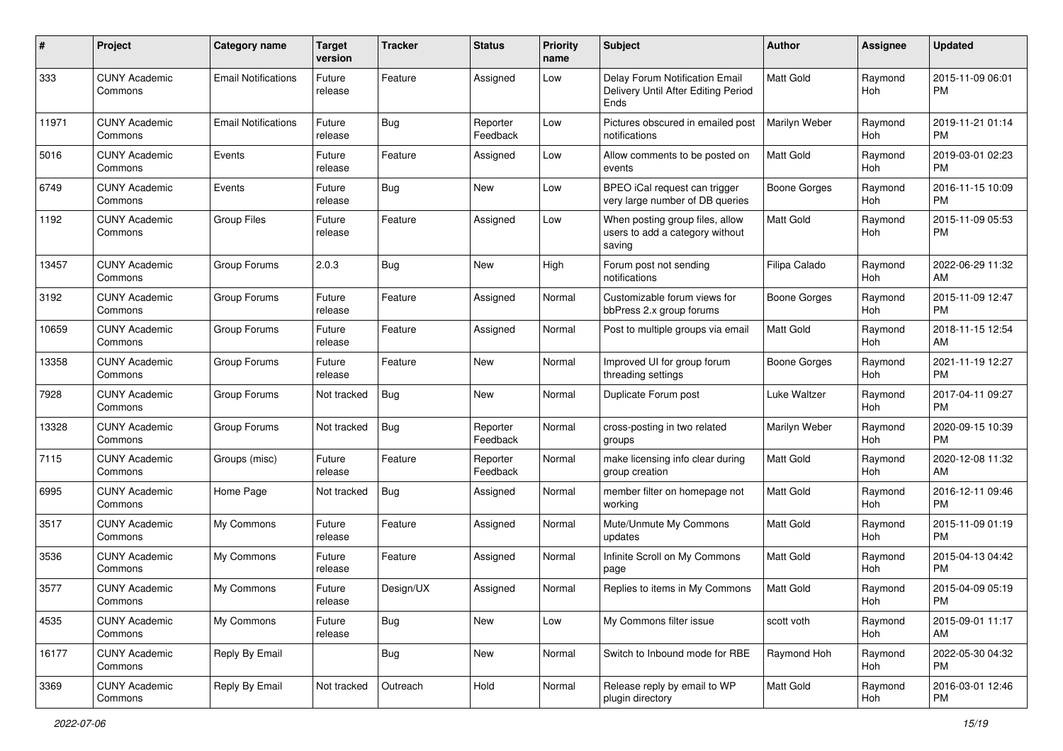| # | Project | Category name | Target version | Tracker | Status | Priority name | Subject | Author | Assignee | Updated |
|---|---|---|---|---|---|---|---|---|---|---|
| 333 | CUNY Academic Commons | Email Notifications | Future release | Feature | Assigned | Low | Delay Forum Notification Email Delivery Until After Editing Period Ends | Matt Gold | Raymond Hoh | 2015-11-09 06:01 PM |
| 11971 | CUNY Academic Commons | Email Notifications | Future release | Bug | Reporter Feedback | Low | Pictures obscured in emailed post notifications | Marilyn Weber | Raymond Hoh | 2019-11-21 01:14 PM |
| 5016 | CUNY Academic Commons | Events | Future release | Feature | Assigned | Low | Allow comments to be posted on events | Matt Gold | Raymond Hoh | 2019-03-01 02:23 PM |
| 6749 | CUNY Academic Commons | Events | Future release | Bug | New | Low | BPEO iCal request can trigger very large number of DB queries | Boone Gorges | Raymond Hoh | 2016-11-15 10:09 PM |
| 1192 | CUNY Academic Commons | Group Files | Future release | Feature | Assigned | Low | When posting group files, allow users to add a category without saving | Matt Gold | Raymond Hoh | 2015-11-09 05:53 PM |
| 13457 | CUNY Academic Commons | Group Forums | 2.0.3 | Bug | New | High | Forum post not sending notifications | Filipa Calado | Raymond Hoh | 2022-06-29 11:32 AM |
| 3192 | CUNY Academic Commons | Group Forums | Future release | Feature | Assigned | Normal | Customizable forum views for bbPress 2.x group forums | Boone Gorges | Raymond Hoh | 2015-11-09 12:47 PM |
| 10659 | CUNY Academic Commons | Group Forums | Future release | Feature | Assigned | Normal | Post to multiple groups via email | Matt Gold | Raymond Hoh | 2018-11-15 12:54 AM |
| 13358 | CUNY Academic Commons | Group Forums | Future release | Feature | New | Normal | Improved UI for group forum threading settings | Boone Gorges | Raymond Hoh | 2021-11-19 12:27 PM |
| 7928 | CUNY Academic Commons | Group Forums | Not tracked | Bug | New | Normal | Duplicate Forum post | Luke Waltzer | Raymond Hoh | 2017-04-11 09:27 PM |
| 13328 | CUNY Academic Commons | Group Forums | Not tracked | Bug | Reporter Feedback | Normal | cross-posting in two related groups | Marilyn Weber | Raymond Hoh | 2020-09-15 10:39 PM |
| 7115 | CUNY Academic Commons | Groups (misc) | Future release | Feature | Reporter Feedback | Normal | make licensing info clear during group creation | Matt Gold | Raymond Hoh | 2020-12-08 11:32 AM |
| 6995 | CUNY Academic Commons | Home Page | Not tracked | Bug | Assigned | Normal | member filter on homepage not working | Matt Gold | Raymond Hoh | 2016-12-11 09:46 PM |
| 3517 | CUNY Academic Commons | My Commons | Future release | Feature | Assigned | Normal | Mute/Unmute My Commons updates | Matt Gold | Raymond Hoh | 2015-11-09 01:19 PM |
| 3536 | CUNY Academic Commons | My Commons | Future release | Feature | Assigned | Normal | Infinite Scroll on My Commons page | Matt Gold | Raymond Hoh | 2015-04-13 04:42 PM |
| 3577 | CUNY Academic Commons | My Commons | Future release | Design/UX | Assigned | Normal | Replies to items in My Commons | Matt Gold | Raymond Hoh | 2015-04-09 05:19 PM |
| 4535 | CUNY Academic Commons | My Commons | Future release | Bug | New | Low | My Commons filter issue | scott voth | Raymond Hoh | 2015-09-01 11:17 AM |
| 16177 | CUNY Academic Commons | Reply By Email | | Bug | New | Normal | Switch to Inbound mode for RBE | Raymond Hoh | Raymond Hoh | 2022-05-30 04:32 PM |
| 3369 | CUNY Academic Commons | Reply By Email | Not tracked | Outreach | Hold | Normal | Release reply by email to WP plugin directory | Matt Gold | Raymond Hoh | 2016-03-01 12:46 PM |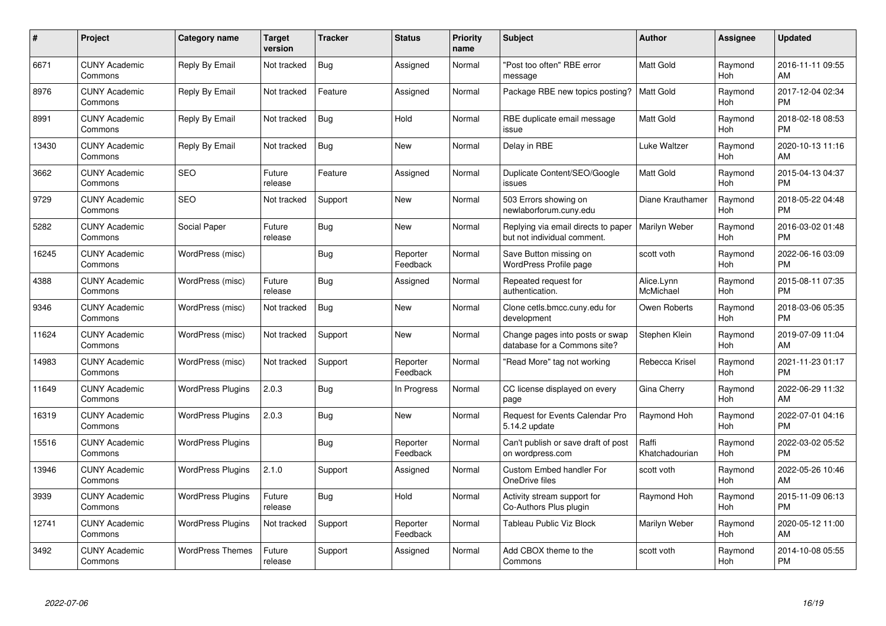| # | Project | Category name | Target version | Tracker | Status | Priority name | Subject | Author | Assignee | Updated |
|---|---|---|---|---|---|---|---|---|---|---|
| 6671 | CUNY Academic Commons | Reply By Email | Not tracked | Bug | Assigned | Normal | "Post too often" RBE error message | Matt Gold | Raymond Hoh | 2016-11-11 09:55 AM |
| 8976 | CUNY Academic Commons | Reply By Email | Not tracked | Feature | Assigned | Normal | Package RBE new topics posting? | Matt Gold | Raymond Hoh | 2017-12-04 02:34 PM |
| 8991 | CUNY Academic Commons | Reply By Email | Not tracked | Bug | Hold | Normal | RBE duplicate email message issue | Matt Gold | Raymond Hoh | 2018-02-18 08:53 PM |
| 13430 | CUNY Academic Commons | Reply By Email | Not tracked | Bug | New | Normal | Delay in RBE | Luke Waltzer | Raymond Hoh | 2020-10-13 11:16 AM |
| 3662 | CUNY Academic Commons | SEO | Future release | Feature | Assigned | Normal | Duplicate Content/SEO/Google issues | Matt Gold | Raymond Hoh | 2015-04-13 04:37 PM |
| 9729 | CUNY Academic Commons | SEO | Not tracked | Support | New | Normal | 503 Errors showing on newlaborforum.cuny.edu | Diane Krauthamer | Raymond Hoh | 2018-05-22 04:48 PM |
| 5282 | CUNY Academic Commons | Social Paper | Future release | Bug | New | Normal | Replying via email directs to paper but not individual comment. | Marilyn Weber | Raymond Hoh | 2016-03-02 01:48 PM |
| 16245 | CUNY Academic Commons | WordPress (misc) | | Bug | Reporter Feedback | Normal | Save Button missing on WordPress Profile page | scott voth | Raymond Hoh | 2022-06-16 03:09 PM |
| 4388 | CUNY Academic Commons | WordPress (misc) | Future release | Bug | Assigned | Normal | Repeated request for authentication. | Alice.Lynn McMichael | Raymond Hoh | 2015-08-11 07:35 PM |
| 9346 | CUNY Academic Commons | WordPress (misc) | Not tracked | Bug | New | Normal | Clone cetls.bmcc.cuny.edu for development | Owen Roberts | Raymond Hoh | 2018-03-06 05:35 PM |
| 11624 | CUNY Academic Commons | WordPress (misc) | Not tracked | Support | New | Normal | Change pages into posts or swap database for a Commons site? | Stephen Klein | Raymond Hoh | 2019-07-09 11:04 AM |
| 14983 | CUNY Academic Commons | WordPress (misc) | Not tracked | Support | Reporter Feedback | Normal | "Read More" tag not working | Rebecca Krisel | Raymond Hoh | 2021-11-23 01:17 PM |
| 11649 | CUNY Academic Commons | WordPress Plugins | 2.0.3 | Bug | In Progress | Normal | CC license displayed on every page | Gina Cherry | Raymond Hoh | 2022-06-29 11:32 AM |
| 16319 | CUNY Academic Commons | WordPress Plugins | 2.0.3 | Bug | New | Normal | Request for Events Calendar Pro 5.14.2 update | Raymond Hoh | Raymond Hoh | 2022-07-01 04:16 PM |
| 15516 | CUNY Academic Commons | WordPress Plugins | | Bug | Reporter Feedback | Normal | Can't publish or save draft of post on wordpress.com | Raffi Khatchadourian | Raymond Hoh | 2022-03-02 05:52 PM |
| 13946 | CUNY Academic Commons | WordPress Plugins | 2.1.0 | Support | Assigned | Normal | Custom Embed handler For OneDrive files | scott voth | Raymond Hoh | 2022-05-26 10:46 AM |
| 3939 | CUNY Academic Commons | WordPress Plugins | Future release | Bug | Hold | Normal | Activity stream support for Co-Authors Plus plugin | Raymond Hoh | Raymond Hoh | 2015-11-09 06:13 PM |
| 12741 | CUNY Academic Commons | WordPress Plugins | Not tracked | Support | Reporter Feedback | Normal | Tableau Public Viz Block | Marilyn Weber | Raymond Hoh | 2020-05-12 11:00 AM |
| 3492 | CUNY Academic Commons | WordPress Themes | Future release | Support | Assigned | Normal | Add CBOX theme to the Commons | scott voth | Raymond Hoh | 2014-10-08 05:55 PM |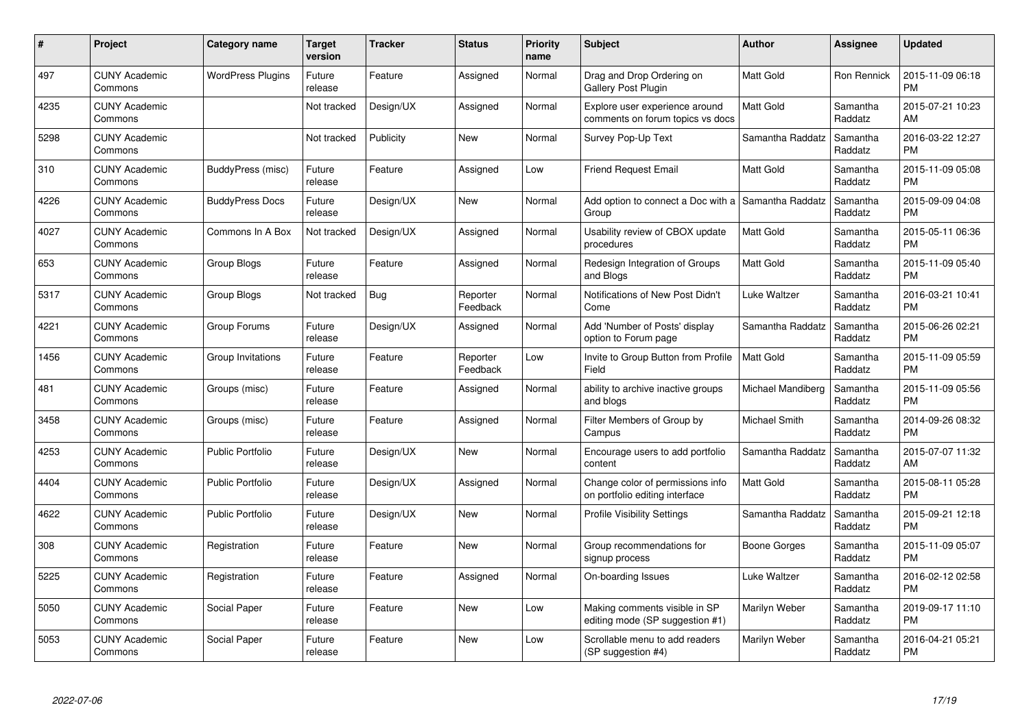| # | Project | Category name | Target version | Tracker | Status | Priority name | Subject | Author | Assignee | Updated |
|---|---|---|---|---|---|---|---|---|---|---|
| 497 | CUNY Academic Commons | WordPress Plugins | Future release | Feature | Assigned | Normal | Drag and Drop Ordering on Gallery Post Plugin | Matt Gold | Ron Rennick | 2015-11-09 06:18 PM |
| 4235 | CUNY Academic Commons | | Not tracked | Design/UX | Assigned | Normal | Explore user experience around comments on forum topics vs docs | Matt Gold | Samantha Raddatz | 2015-07-21 10:23 AM |
| 5298 | CUNY Academic Commons | | Not tracked | Publicity | New | Normal | Survey Pop-Up Text | Samantha Raddatz | Samantha Raddatz | 2016-03-22 12:27 PM |
| 310 | CUNY Academic Commons | BuddyPress (misc) | Future release | Feature | Assigned | Low | Friend Request Email | Matt Gold | Samantha Raddatz | 2015-11-09 05:08 PM |
| 4226 | CUNY Academic Commons | BuddyPress Docs | Future release | Design/UX | New | Normal | Add option to connect a Doc with a Group | Samantha Raddatz | Samantha Raddatz | 2015-09-09 04:08 PM |
| 4027 | CUNY Academic Commons | Commons In A Box | Not tracked | Design/UX | Assigned | Normal | Usability review of CBOX update procedures | Matt Gold | Samantha Raddatz | 2015-05-11 06:36 PM |
| 653 | CUNY Academic Commons | Group Blogs | Future release | Feature | Assigned | Normal | Redesign Integration of Groups and Blogs | Matt Gold | Samantha Raddatz | 2015-11-09 05:40 PM |
| 5317 | CUNY Academic Commons | Group Blogs | Not tracked | Bug | Reporter Feedback | Normal | Notifications of New Post Didn't Come | Luke Waltzer | Samantha Raddatz | 2016-03-21 10:41 PM |
| 4221 | CUNY Academic Commons | Group Forums | Future release | Design/UX | Assigned | Normal | Add 'Number of Posts' display option to Forum page | Samantha Raddatz | Samantha Raddatz | 2015-06-26 02:21 PM |
| 1456 | CUNY Academic Commons | Group Invitations | Future release | Feature | Reporter Feedback | Low | Invite to Group Button from Profile Field | Matt Gold | Samantha Raddatz | 2015-11-09 05:59 PM |
| 481 | CUNY Academic Commons | Groups (misc) | Future release | Feature | Assigned | Normal | ability to archive inactive groups and blogs | Michael Mandiberg | Samantha Raddatz | 2015-11-09 05:56 PM |
| 3458 | CUNY Academic Commons | Groups (misc) | Future release | Feature | Assigned | Normal | Filter Members of Group by Campus | Michael Smith | Samantha Raddatz | 2014-09-26 08:32 PM |
| 4253 | CUNY Academic Commons | Public Portfolio | Future release | Design/UX | New | Normal | Encourage users to add portfolio content | Samantha Raddatz | Samantha Raddatz | 2015-07-07 11:32 AM |
| 4404 | CUNY Academic Commons | Public Portfolio | Future release | Design/UX | Assigned | Normal | Change color of permissions info on portfolio editing interface | Matt Gold | Samantha Raddatz | 2015-08-11 05:28 PM |
| 4622 | CUNY Academic Commons | Public Portfolio | Future release | Design/UX | New | Normal | Profile Visibility Settings | Samantha Raddatz | Samantha Raddatz | 2015-09-21 12:18 PM |
| 308 | CUNY Academic Commons | Registration | Future release | Feature | New | Normal | Group recommendations for signup process | Boone Gorges | Samantha Raddatz | 2015-11-09 05:07 PM |
| 5225 | CUNY Academic Commons | Registration | Future release | Feature | Assigned | Normal | On-boarding Issues | Luke Waltzer | Samantha Raddatz | 2016-02-12 02:58 PM |
| 5050 | CUNY Academic Commons | Social Paper | Future release | Feature | New | Low | Making comments visible in SP editing mode (SP suggestion #1) | Marilyn Weber | Samantha Raddatz | 2019-09-17 11:10 PM |
| 5053 | CUNY Academic Commons | Social Paper | Future release | Feature | New | Low | Scrollable menu to add readers (SP suggestion #4) | Marilyn Weber | Samantha Raddatz | 2016-04-21 05:21 PM |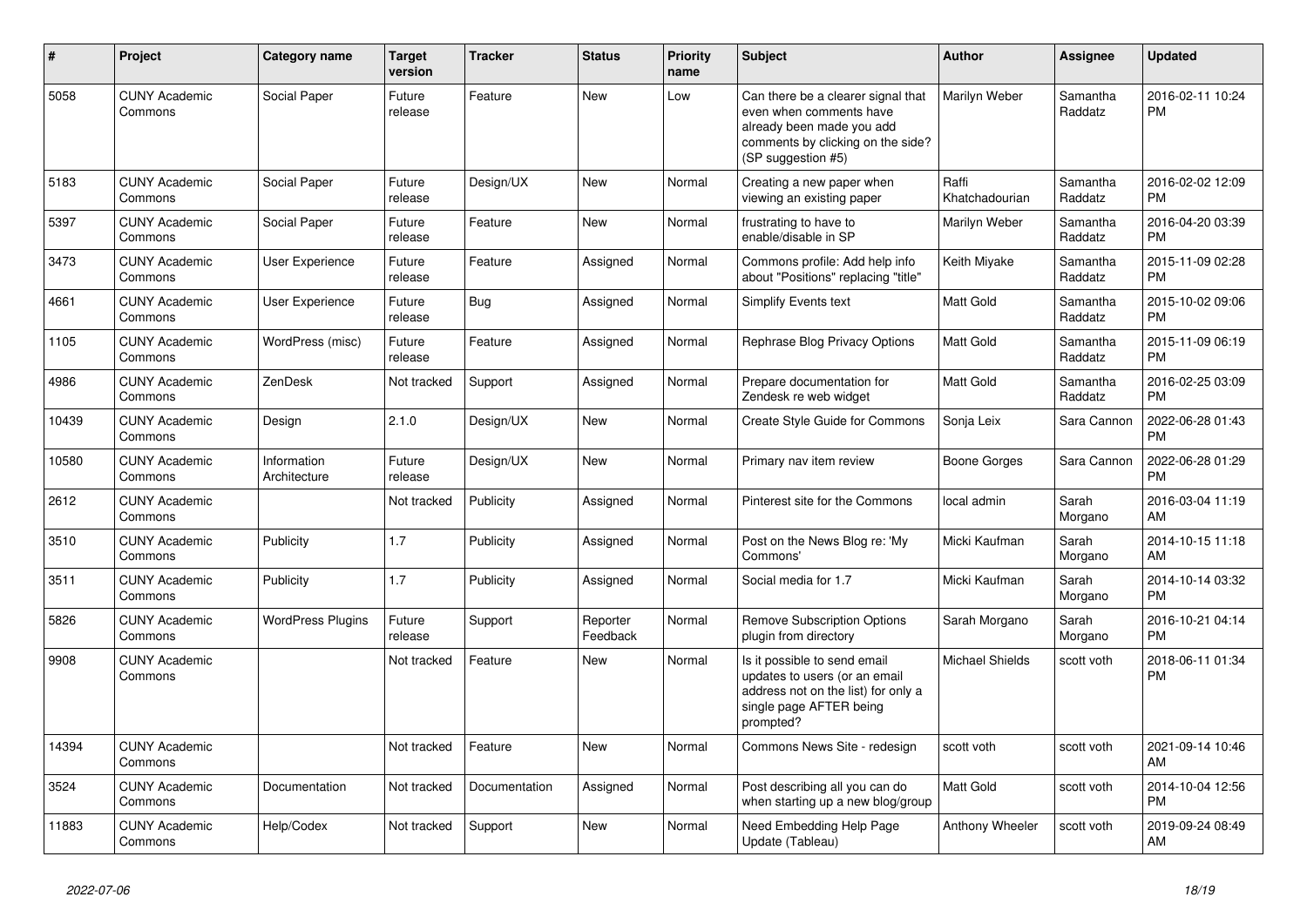| # | Project | Category name | Target version | Tracker | Status | Priority name | Subject | Author | Assignee | Updated |
|---|---|---|---|---|---|---|---|---|---|---|
| 5058 | CUNY Academic Commons | Social Paper | Future release | Feature | New | Low | Can there be a clearer signal that even when comments have already been made you add comments by clicking on the side? (SP suggestion #5) | Marilyn Weber | Samantha Raddatz | 2016-02-11 10:24 PM |
| 5183 | CUNY Academic Commons | Social Paper | Future release | Design/UX | New | Normal | Creating a new paper when viewing an existing paper | Raffi Khatchadourian | Samantha Raddatz | 2016-02-02 12:09 PM |
| 5397 | CUNY Academic Commons | Social Paper | Future release | Feature | New | Normal | frustrating to have to enable/disable in SP | Marilyn Weber | Samantha Raddatz | 2016-04-20 03:39 PM |
| 3473 | CUNY Academic Commons | User Experience | Future release | Feature | Assigned | Normal | Commons profile: Add help info about "Positions" replacing "title" | Keith Miyake | Samantha Raddatz | 2015-11-09 02:28 PM |
| 4661 | CUNY Academic Commons | User Experience | Future release | Bug | Assigned | Normal | Simplify Events text | Matt Gold | Samantha Raddatz | 2015-10-02 09:06 PM |
| 1105 | CUNY Academic Commons | WordPress (misc) | Future release | Feature | Assigned | Normal | Rephrase Blog Privacy Options | Matt Gold | Samantha Raddatz | 2015-11-09 06:19 PM |
| 4986 | CUNY Academic Commons | ZenDesk | Not tracked | Support | Assigned | Normal | Prepare documentation for Zendesk re web widget | Matt Gold | Samantha Raddatz | 2016-02-25 03:09 PM |
| 10439 | CUNY Academic Commons | Design | 2.1.0 | Design/UX | New | Normal | Create Style Guide for Commons | Sonja Leix | Sara Cannon | 2022-06-28 01:43 PM |
| 10580 | CUNY Academic Commons | Information Architecture | Future release | Design/UX | New | Normal | Primary nav item review | Boone Gorges | Sara Cannon | 2022-06-28 01:29 PM |
| 2612 | CUNY Academic Commons | | Not tracked | Publicity | Assigned | Normal | Pinterest site for the Commons | local admin | Sarah Morgano | 2016-03-04 11:19 AM |
| 3510 | CUNY Academic Commons | Publicity | 1.7 | Publicity | Assigned | Normal | Post on the News Blog re: 'My Commons' | Micki Kaufman | Sarah Morgano | 2014-10-15 11:18 AM |
| 3511 | CUNY Academic Commons | Publicity | 1.7 | Publicity | Assigned | Normal | Social media for 1.7 | Micki Kaufman | Sarah Morgano | 2014-10-14 03:32 PM |
| 5826 | CUNY Academic Commons | WordPress Plugins | Future release | Support | Reporter Feedback | Normal | Remove Subscription Options plugin from directory | Sarah Morgano | Sarah Morgano | 2016-10-21 04:14 PM |
| 9908 | CUNY Academic Commons | | Not tracked | Feature | New | Normal | Is it possible to send email updates to users (or an email address not on the list) for only a single page AFTER being prompted? | Michael Shields | scott voth | 2018-06-11 01:34 PM |
| 14394 | CUNY Academic Commons | | Not tracked | Feature | New | Normal | Commons News Site - redesign | scott voth | scott voth | 2021-09-14 10:46 AM |
| 3524 | CUNY Academic Commons | Documentation | Not tracked | Documentation | Assigned | Normal | Post describing all you can do when starting up a new blog/group | Matt Gold | scott voth | 2014-10-04 12:56 PM |
| 11883 | CUNY Academic Commons | Help/Codex | Not tracked | Support | New | Normal | Need Embedding Help Page Update (Tableau) | Anthony Wheeler | scott voth | 2019-09-24 08:49 AM |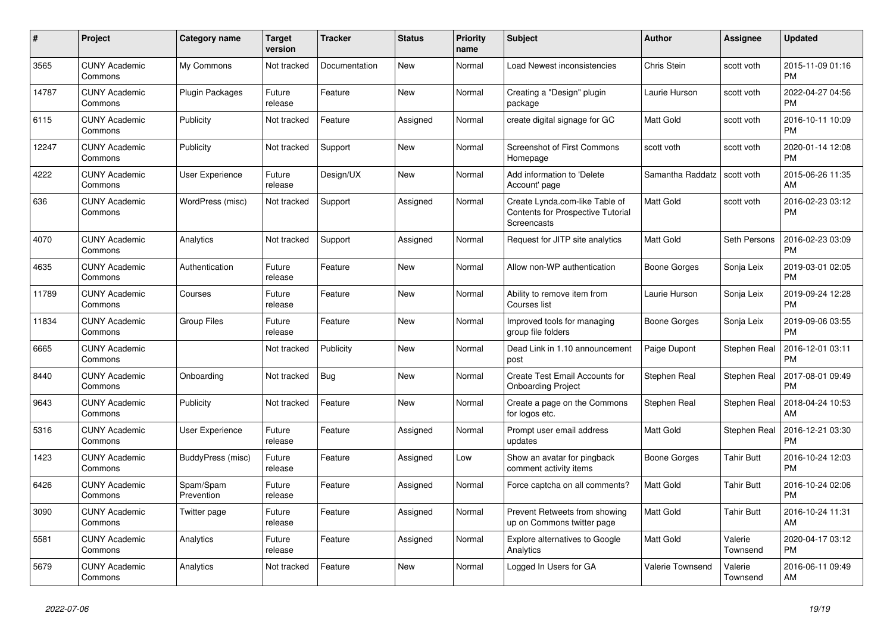| # | Project | Category name | Target version | Tracker | Status | Priority name | Subject | Author | Assignee | Updated |
|---|---|---|---|---|---|---|---|---|---|---|
| 3565 | CUNY Academic Commons | My Commons | Not tracked | Documentation | New | Normal | Load Newest inconsistencies | Chris Stein | scott voth | 2015-11-09 01:16 PM |
| 14787 | CUNY Academic Commons | Plugin Packages | Future release | Feature | New | Normal | Creating a "Design" plugin package | Laurie Hurson | scott voth | 2022-04-27 04:56 PM |
| 6115 | CUNY Academic Commons | Publicity | Not tracked | Feature | Assigned | Normal | create digital signage for GC | Matt Gold | scott voth | 2016-10-11 10:09 PM |
| 12247 | CUNY Academic Commons | Publicity | Not tracked | Support | New | Normal | Screenshot of First Commons Homepage | scott voth | scott voth | 2020-01-14 12:08 PM |
| 4222 | CUNY Academic Commons | User Experience | Future release | Design/UX | New | Normal | Add information to 'Delete Account' page | Samantha Raddatz | scott voth | 2015-06-26 11:35 AM |
| 636 | CUNY Academic Commons | WordPress (misc) | Not tracked | Support | Assigned | Normal | Create Lynda.com-like Table of Contents for Prospective Tutorial Screencasts | Matt Gold | scott voth | 2016-02-23 03:12 PM |
| 4070 | CUNY Academic Commons | Analytics | Not tracked | Support | Assigned | Normal | Request for JITP site analytics | Matt Gold | Seth Persons | 2016-02-23 03:09 PM |
| 4635 | CUNY Academic Commons | Authentication | Future release | Feature | New | Normal | Allow non-WP authentication | Boone Gorges | Sonja Leix | 2019-03-01 02:05 PM |
| 11789 | CUNY Academic Commons | Courses | Future release | Feature | New | Normal | Ability to remove item from Courses list | Laurie Hurson | Sonja Leix | 2019-09-24 12:28 PM |
| 11834 | CUNY Academic Commons | Group Files | Future release | Feature | New | Normal | Improved tools for managing group file folders | Boone Gorges | Sonja Leix | 2019-09-06 03:55 PM |
| 6665 | CUNY Academic Commons | | Not tracked | Publicity | New | Normal | Dead Link in 1.10 announcement post | Paige Dupont | Stephen Real | 2016-12-01 03:11 PM |
| 8440 | CUNY Academic Commons | Onboarding | Not tracked | Bug | New | Normal | Create Test Email Accounts for Onboarding Project | Stephen Real | Stephen Real | 2017-08-01 09:49 PM |
| 9643 | CUNY Academic Commons | Publicity | Not tracked | Feature | New | Normal | Create a page on the Commons for logos etc. | Stephen Real | Stephen Real | 2018-04-24 10:53 AM |
| 5316 | CUNY Academic Commons | User Experience | Future release | Feature | Assigned | Normal | Prompt user email address updates | Matt Gold | Stephen Real | 2016-12-21 03:30 PM |
| 1423 | CUNY Academic Commons | BuddyPress (misc) | Future release | Feature | Assigned | Low | Show an avatar for pingback comment activity items | Boone Gorges | Tahir Butt | 2016-10-24 12:03 PM |
| 6426 | CUNY Academic Commons | Spam/Spam Prevention | Future release | Feature | Assigned | Normal | Force captcha on all comments? | Matt Gold | Tahir Butt | 2016-10-24 02:06 PM |
| 3090 | CUNY Academic Commons | Twitter page | Future release | Feature | Assigned | Normal | Prevent Retweets from showing up on Commons twitter page | Matt Gold | Tahir Butt | 2016-10-24 11:31 AM |
| 5581 | CUNY Academic Commons | Analytics | Future release | Feature | Assigned | Normal | Explore alternatives to Google Analytics | Matt Gold | Valerie Townsend | 2020-04-17 03:12 PM |
| 5679 | CUNY Academic Commons | Analytics | Not tracked | Feature | New | Normal | Logged In Users for GA | Valerie Townsend | Valerie Townsend | 2016-06-11 09:49 AM |